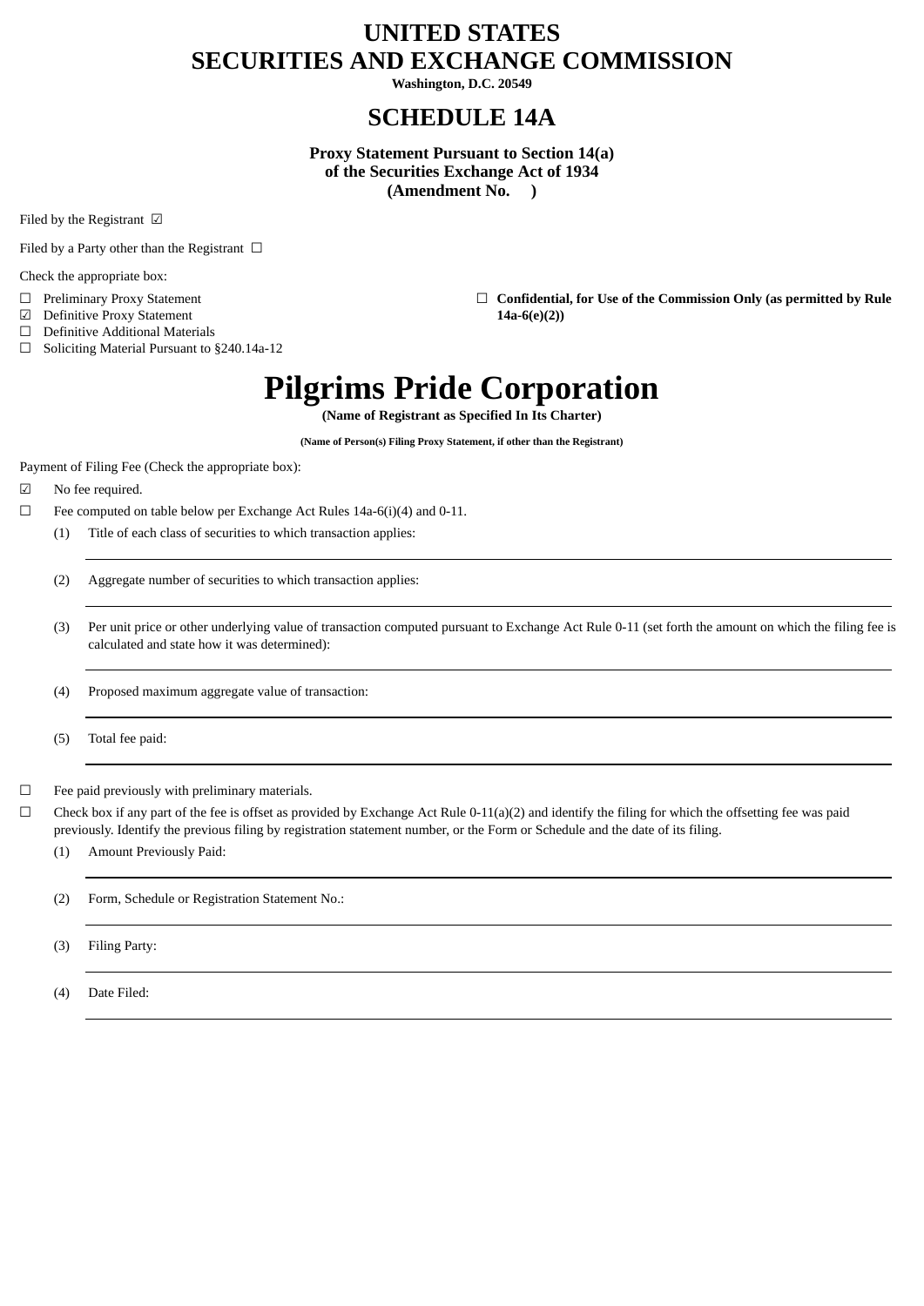# UNITED STATES
# SECURITIES AND EXCHANGE COMMISSION

**Washington, D.C. 20549**

## SCHEDULE 14A

**Proxy Statement Pursuant to Section 14(a)**
**of the Securities Exchange Act of 1934**
**(Amendment No. )**

Filed by the Registrant ☑

Filed by a Party other than the Registrant ☐

Check the appropriate box:

☐ Preliminary Proxy Statement
☐ **Confidential, for Use of the Commission Only (as permitted by Rule 14a-6(e)(2))**
☑ Definitive Proxy Statement
☐ Definitive Additional Materials
☐ Soliciting Material Pursuant to §240.14a-12

# Pilgrims Pride Corporation

**(Name of Registrant as Specified In Its Charter)**

**(Name of Person(s) Filing Proxy Statement, if other than the Registrant)**

Payment of Filing Fee (Check the appropriate box):

☑ No fee required.

☐ Fee computed on table below per Exchange Act Rules 14a-6(i)(4) and 0-11.

(1) Title of each class of securities to which transaction applies:

(2) Aggregate number of securities to which transaction applies:

(3) Per unit price or other underlying value of transaction computed pursuant to Exchange Act Rule 0-11 (set forth the amount on which the filing fee is calculated and state how it was determined):

(4) Proposed maximum aggregate value of transaction:

(5) Total fee paid:

☐ Fee paid previously with preliminary materials.

☐ Check box if any part of the fee is offset as provided by Exchange Act Rule 0-11(a)(2) and identify the filing for which the offsetting fee was paid previously. Identify the previous filing by registration statement number, or the Form or Schedule and the date of its filing.

(1) Amount Previously Paid:

(2) Form, Schedule or Registration Statement No.:

(3) Filing Party:

(4) Date Filed: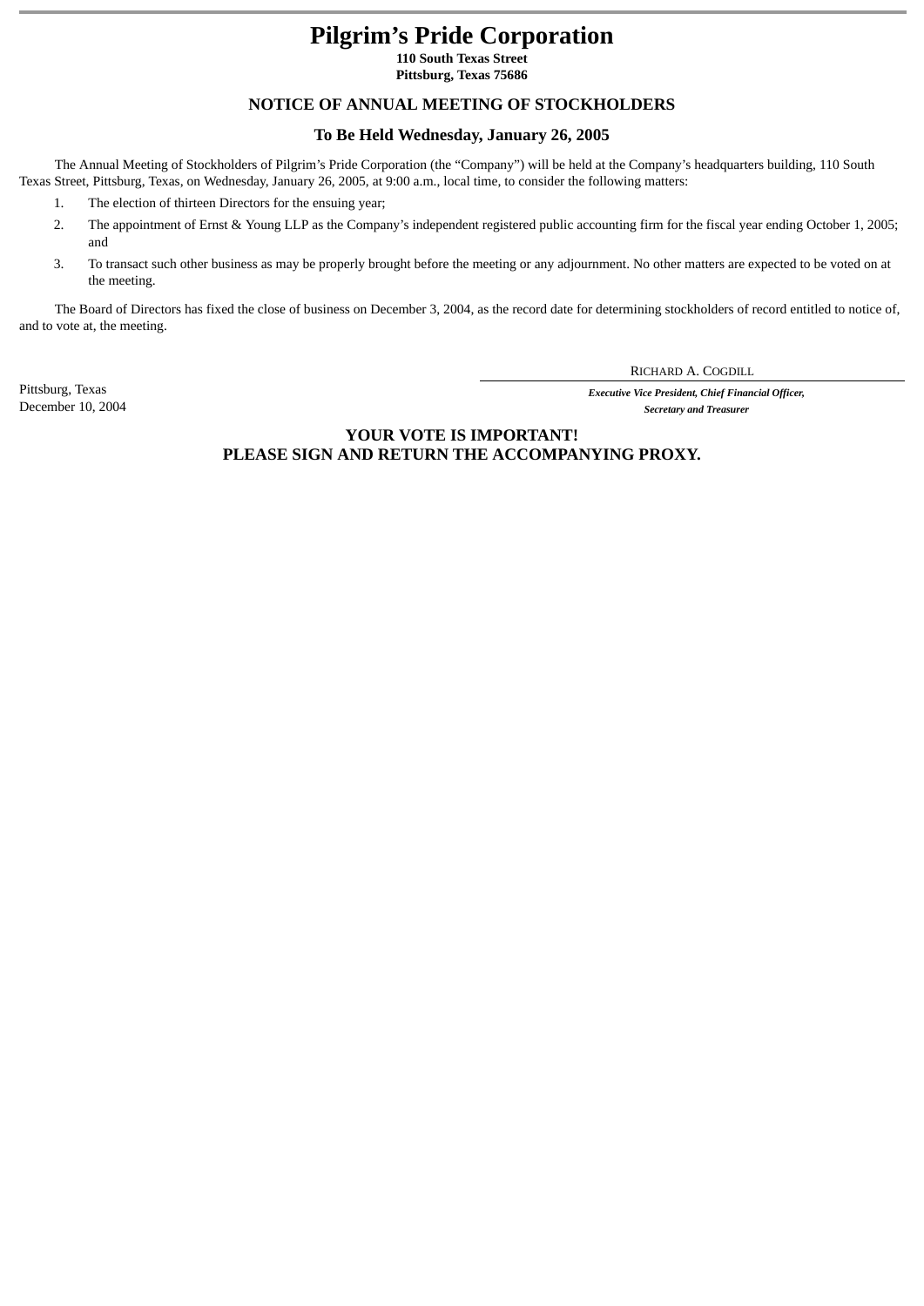# Pilgrim's Pride Corporation

**110 South Texas Street**
**Pittsburg, Texas 75686**

## NOTICE OF ANNUAL MEETING OF STOCKHOLDERS

### To Be Held Wednesday, January 26, 2005

The Annual Meeting of Stockholders of Pilgrim's Pride Corporation (the "Company") will be held at the Company's headquarters building, 110 South Texas Street, Pittsburg, Texas, on Wednesday, January 26, 2005, at 9:00 a.m., local time, to consider the following matters:

1. The election of thirteen Directors for the ensuing year;
2. The appointment of Ernst & Young LLP as the Company's independent registered public accounting firm for the fiscal year ending October 1, 2005; and
3. To transact such other business as may be properly brought before the meeting or any adjournment. No other matters are expected to be voted on at the meeting.

The Board of Directors has fixed the close of business on December 3, 2004, as the record date for determining stockholders of record entitled to notice of, and to vote at, the meeting.

RICHARD A. COGDILL

***Executive Vice President, Chief Financial Officer,***
***Secretary and Treasurer***

Pittsburg, Texas
December 10, 2004

**YOUR VOTE IS IMPORTANT!**
**PLEASE SIGN AND RETURN THE ACCOMPANYING PROXY.**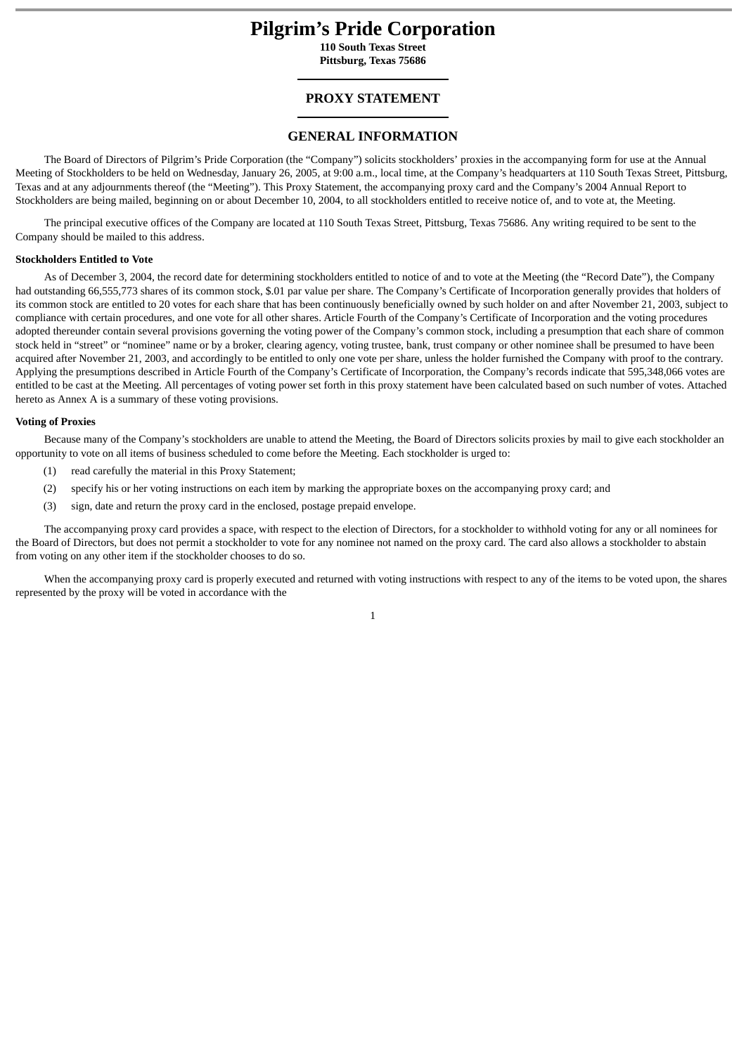# Pilgrim's Pride Corporation

**110 South Texas Street**
**Pittsburg, Texas 75686**

## PROXY STATEMENT

## GENERAL INFORMATION

The Board of Directors of Pilgrim's Pride Corporation (the "Company") solicits stockholders' proxies in the accompanying form for use at the Annual Meeting of Stockholders to be held on Wednesday, January 26, 2005, at 9:00 a.m., local time, at the Company's headquarters at 110 South Texas Street, Pittsburg, Texas and at any adjournments thereof (the "Meeting"). This Proxy Statement, the accompanying proxy card and the Company's 2004 Annual Report to Stockholders are being mailed, beginning on or about December 10, 2004, to all stockholders entitled to receive notice of, and to vote at, the Meeting.

The principal executive offices of the Company are located at 110 South Texas Street, Pittsburg, Texas 75686. Any writing required to be sent to the Company should be mailed to this address.

**Stockholders Entitled to Vote**

As of December 3, 2004, the record date for determining stockholders entitled to notice of and to vote at the Meeting (the "Record Date"), the Company had outstanding 66,555,773 shares of its common stock, $.01 par value per share. The Company's Certificate of Incorporation generally provides that holders of its common stock are entitled to 20 votes for each share that has been continuously beneficially owned by such holder on and after November 21, 2003, subject to compliance with certain procedures, and one vote for all other shares. Article Fourth of the Company's Certificate of Incorporation and the voting procedures adopted thereunder contain several provisions governing the voting power of the Company's common stock, including a presumption that each share of common stock held in "street" or "nominee" name or by a broker, clearing agency, voting trustee, bank, trust company or other nominee shall be presumed to have been acquired after November 21, 2003, and accordingly to be entitled to only one vote per share, unless the holder furnished the Company with proof to the contrary. Applying the presumptions described in Article Fourth of the Company's Certificate of Incorporation, the Company's records indicate that 595,348,066 votes are entitled to be cast at the Meeting. All percentages of voting power set forth in this proxy statement have been calculated based on such number of votes. Attached hereto as Annex A is a summary of these voting provisions.

**Voting of Proxies**

Because many of the Company's stockholders are unable to attend the Meeting, the Board of Directors solicits proxies by mail to give each stockholder an opportunity to vote on all items of business scheduled to come before the Meeting. Each stockholder is urged to:

(1) read carefully the material in this Proxy Statement;

(2) specify his or her voting instructions on each item by marking the appropriate boxes on the accompanying proxy card; and

(3) sign, date and return the proxy card in the enclosed, postage prepaid envelope.

The accompanying proxy card provides a space, with respect to the election of Directors, for a stockholder to withhold voting for any or all nominees for the Board of Directors, but does not permit a stockholder to vote for any nominee not named on the proxy card. The card also allows a stockholder to abstain from voting on any other item if the stockholder chooses to do so.

When the accompanying proxy card is properly executed and returned with voting instructions with respect to any of the items to be voted upon, the shares represented by the proxy will be voted in accordance with the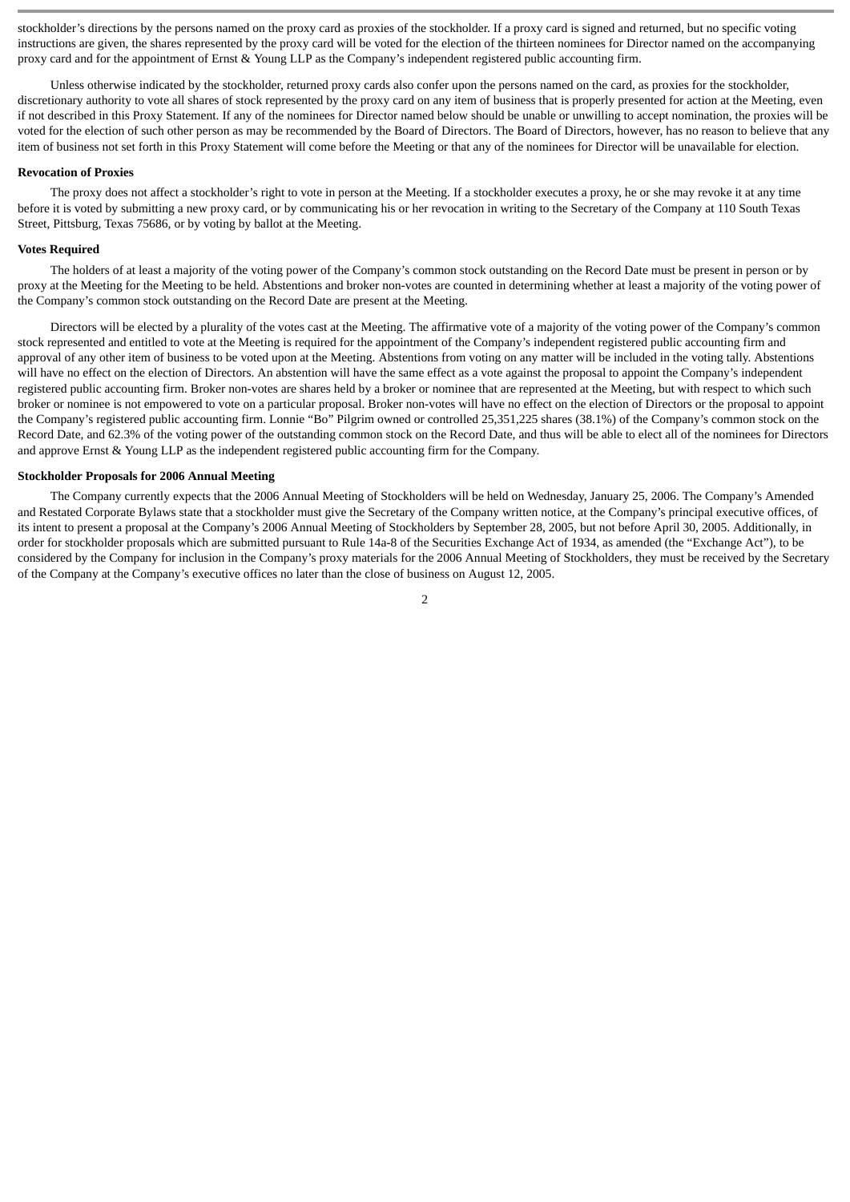stockholder's directions by the persons named on the proxy card as proxies of the stockholder. If a proxy card is signed and returned, but no specific voting instructions are given, the shares represented by the proxy card will be voted for the election of the thirteen nominees for Director named on the accompanying proxy card and for the appointment of Ernst & Young LLP as the Company's independent registered public accounting firm.

Unless otherwise indicated by the stockholder, returned proxy cards also confer upon the persons named on the card, as proxies for the stockholder, discretionary authority to vote all shares of stock represented by the proxy card on any item of business that is properly presented for action at the Meeting, even if not described in this Proxy Statement. If any of the nominees for Director named below should be unable or unwilling to accept nomination, the proxies will be voted for the election of such other person as may be recommended by the Board of Directors. The Board of Directors, however, has no reason to believe that any item of business not set forth in this Proxy Statement will come before the Meeting or that any of the nominees for Director will be unavailable for election.

**Revocation of Proxies**

The proxy does not affect a stockholder's right to vote in person at the Meeting. If a stockholder executes a proxy, he or she may revoke it at any time before it is voted by submitting a new proxy card, or by communicating his or her revocation in writing to the Secretary of the Company at 110 South Texas Street, Pittsburg, Texas 75686, or by voting by ballot at the Meeting.

**Votes Required**

The holders of at least a majority of the voting power of the Company's common stock outstanding on the Record Date must be present in person or by proxy at the Meeting for the Meeting to be held. Abstentions and broker non-votes are counted in determining whether at least a majority of the voting power of the Company's common stock outstanding on the Record Date are present at the Meeting.

Directors will be elected by a plurality of the votes cast at the Meeting. The affirmative vote of a majority of the voting power of the Company's common stock represented and entitled to vote at the Meeting is required for the appointment of the Company's independent registered public accounting firm and approval of any other item of business to be voted upon at the Meeting. Abstentions from voting on any matter will be included in the voting tally. Abstentions will have no effect on the election of Directors. An abstention will have the same effect as a vote against the proposal to appoint the Company's independent registered public accounting firm. Broker non-votes are shares held by a broker or nominee that are represented at the Meeting, but with respect to which such broker or nominee is not empowered to vote on a particular proposal. Broker non-votes will have no effect on the election of Directors or the proposal to appoint the Company's registered public accounting firm. Lonnie "Bo" Pilgrim owned or controlled 25,351,225 shares (38.1%) of the Company's common stock on the Record Date, and 62.3% of the voting power of the outstanding common stock on the Record Date, and thus will be able to elect all of the nominees for Directors and approve Ernst & Young LLP as the independent registered public accounting firm for the Company.

**Stockholder Proposals for 2006 Annual Meeting**

The Company currently expects that the 2006 Annual Meeting of Stockholders will be held on Wednesday, January 25, 2006. The Company's Amended and Restated Corporate Bylaws state that a stockholder must give the Secretary of the Company written notice, at the Company's principal executive offices, of its intent to present a proposal at the Company's 2006 Annual Meeting of Stockholders by September 28, 2005, but not before April 30, 2005. Additionally, in order for stockholder proposals which are submitted pursuant to Rule 14a-8 of the Securities Exchange Act of 1934, as amended (the "Exchange Act"), to be considered by the Company for inclusion in the Company's proxy materials for the 2006 Annual Meeting of Stockholders, they must be received by the Secretary of the Company at the Company's executive offices no later than the close of business on August 12, 2005.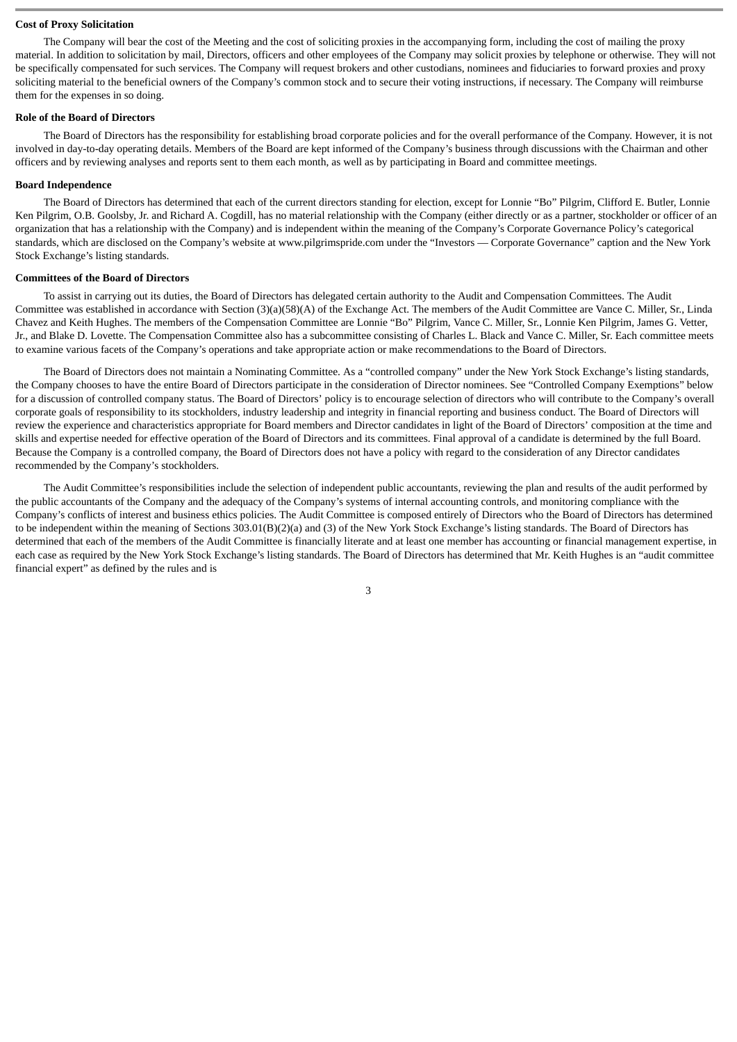### Cost of Proxy Solicitation

The Company will bear the cost of the Meeting and the cost of soliciting proxies in the accompanying form, including the cost of mailing the proxy material. In addition to solicitation by mail, Directors, officers and other employees of the Company may solicit proxies by telephone or otherwise. They will not be specifically compensated for such services. The Company will request brokers and other custodians, nominees and fiduciaries to forward proxies and proxy soliciting material to the beneficial owners of the Company's common stock and to secure their voting instructions, if necessary. The Company will reimburse them for the expenses in so doing.

### Role of the Board of Directors

The Board of Directors has the responsibility for establishing broad corporate policies and for the overall performance of the Company. However, it is not involved in day-to-day operating details. Members of the Board are kept informed of the Company's business through discussions with the Chairman and other officers and by reviewing analyses and reports sent to them each month, as well as by participating in Board and committee meetings.

### Board Independence

The Board of Directors has determined that each of the current directors standing for election, except for Lonnie "Bo" Pilgrim, Clifford E. Butler, Lonnie Ken Pilgrim, O.B. Goolsby, Jr. and Richard A. Cogdill, has no material relationship with the Company (either directly or as a partner, stockholder or officer of an organization that has a relationship with the Company) and is independent within the meaning of the Company's Corporate Governance Policy's categorical standards, which are disclosed on the Company's website at www.pilgrimspride.com under the "Investors — Corporate Governance" caption and the New York Stock Exchange's listing standards.

### Committees of the Board of Directors

To assist in carrying out its duties, the Board of Directors has delegated certain authority to the Audit and Compensation Committees. The Audit Committee was established in accordance with Section (3)(a)(58)(A) of the Exchange Act. The members of the Audit Committee are Vance C. Miller, Sr., Linda Chavez and Keith Hughes. The members of the Compensation Committee are Lonnie "Bo" Pilgrim, Vance C. Miller, Sr., Lonnie Ken Pilgrim, James G. Vetter, Jr., and Blake D. Lovette. The Compensation Committee also has a subcommittee consisting of Charles L. Black and Vance C. Miller, Sr. Each committee meets to examine various facets of the Company's operations and take appropriate action or make recommendations to the Board of Directors.

The Board of Directors does not maintain a Nominating Committee. As a "controlled company" under the New York Stock Exchange's listing standards, the Company chooses to have the entire Board of Directors participate in the consideration of Director nominees. See "Controlled Company Exemptions" below for a discussion of controlled company status. The Board of Directors' policy is to encourage selection of directors who will contribute to the Company's overall corporate goals of responsibility to its stockholders, industry leadership and integrity in financial reporting and business conduct. The Board of Directors will review the experience and characteristics appropriate for Board members and Director candidates in light of the Board of Directors' composition at the time and skills and expertise needed for effective operation of the Board of Directors and its committees. Final approval of a candidate is determined by the full Board. Because the Company is a controlled company, the Board of Directors does not have a policy with regard to the consideration of any Director candidates recommended by the Company's stockholders.

The Audit Committee's responsibilities include the selection of independent public accountants, reviewing the plan and results of the audit performed by the public accountants of the Company and the adequacy of the Company's systems of internal accounting controls, and monitoring compliance with the Company's conflicts of interest and business ethics policies. The Audit Committee is composed entirely of Directors who the Board of Directors has determined to be independent within the meaning of Sections 303.01(B)(2)(a) and (3) of the New York Stock Exchange's listing standards. The Board of Directors has determined that each of the members of the Audit Committee is financially literate and at least one member has accounting or financial management expertise, in each case as required by the New York Stock Exchange's listing standards. The Board of Directors has determined that Mr. Keith Hughes is an "audit committee financial expert" as defined by the rules and is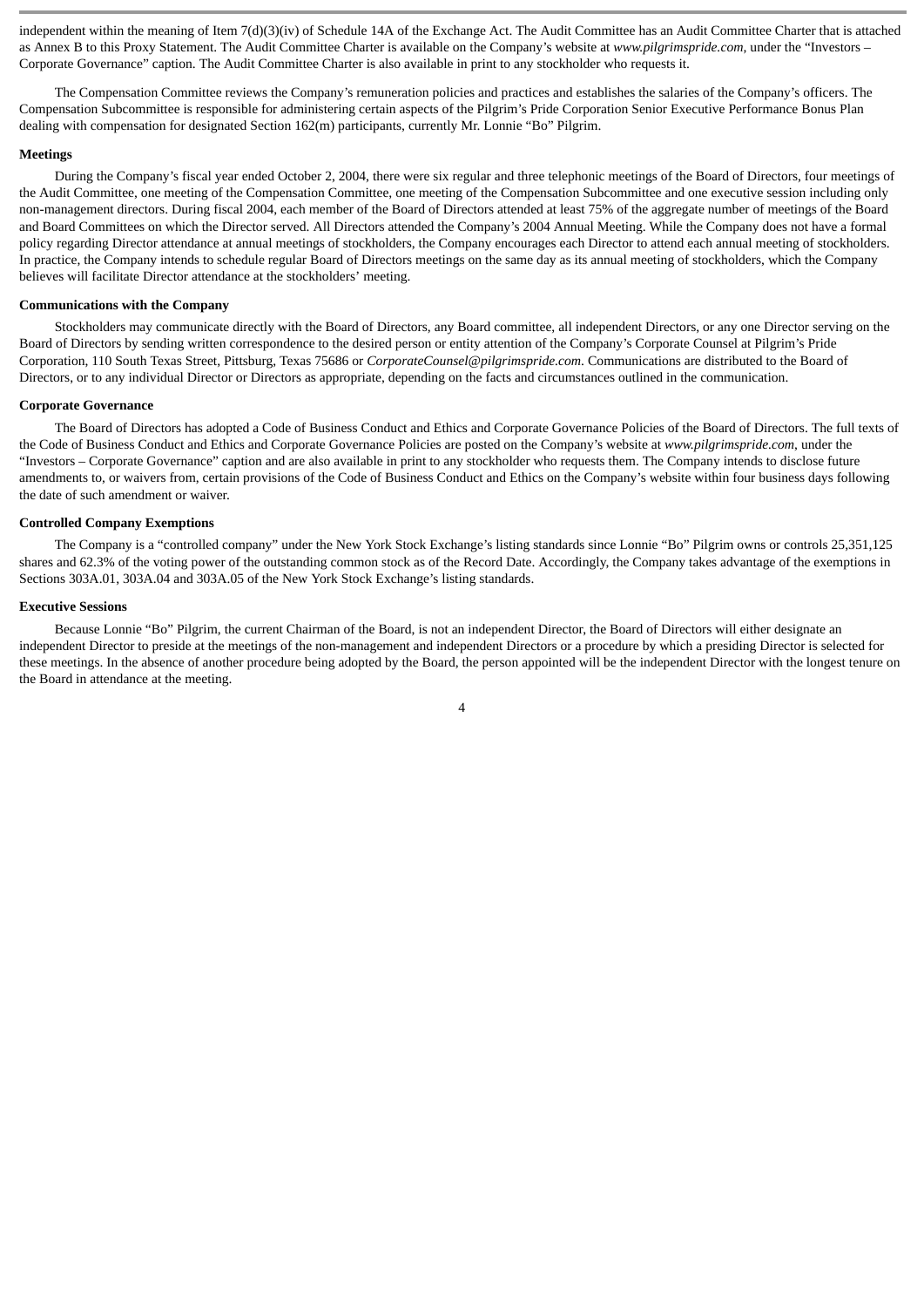independent within the meaning of Item 7(d)(3)(iv) of Schedule 14A of the Exchange Act. The Audit Committee has an Audit Committee Charter that is attached as Annex B to this Proxy Statement. The Audit Committee Charter is available on the Company's website at *www.pilgrimspride.com*, under the "Investors – Corporate Governance" caption. The Audit Committee Charter is also available in print to any stockholder who requests it.

The Compensation Committee reviews the Company's remuneration policies and practices and establishes the salaries of the Company's officers. The Compensation Subcommittee is responsible for administering certain aspects of the Pilgrim's Pride Corporation Senior Executive Performance Bonus Plan dealing with compensation for designated Section 162(m) participants, currently Mr. Lonnie "Bo" Pilgrim.

**Meetings**

During the Company's fiscal year ended October 2, 2004, there were six regular and three telephonic meetings of the Board of Directors, four meetings of the Audit Committee, one meeting of the Compensation Committee, one meeting of the Compensation Subcommittee and one executive session including only non-management directors. During fiscal 2004, each member of the Board of Directors attended at least 75% of the aggregate number of meetings of the Board and Board Committees on which the Director served. All Directors attended the Company's 2004 Annual Meeting. While the Company does not have a formal policy regarding Director attendance at annual meetings of stockholders, the Company encourages each Director to attend each annual meeting of stockholders. In practice, the Company intends to schedule regular Board of Directors meetings on the same day as its annual meeting of stockholders, which the Company believes will facilitate Director attendance at the stockholders' meeting.

**Communications with the Company**

Stockholders may communicate directly with the Board of Directors, any Board committee, all independent Directors, or any one Director serving on the Board of Directors by sending written correspondence to the desired person or entity attention of the Company's Corporate Counsel at Pilgrim's Pride Corporation, 110 South Texas Street, Pittsburg, Texas 75686 or *CorporateCounsel@pilgrimspride.com*. Communications are distributed to the Board of Directors, or to any individual Director or Directors as appropriate, depending on the facts and circumstances outlined in the communication.

**Corporate Governance**

The Board of Directors has adopted a Code of Business Conduct and Ethics and Corporate Governance Policies of the Board of Directors. The full texts of the Code of Business Conduct and Ethics and Corporate Governance Policies are posted on the Company's website at *www.pilgrimspride.com*, under the "Investors – Corporate Governance" caption and are also available in print to any stockholder who requests them. The Company intends to disclose future amendments to, or waivers from, certain provisions of the Code of Business Conduct and Ethics on the Company's website within four business days following the date of such amendment or waiver.

**Controlled Company Exemptions**

The Company is a "controlled company" under the New York Stock Exchange's listing standards since Lonnie "Bo" Pilgrim owns or controls 25,351,125 shares and 62.3% of the voting power of the outstanding common stock as of the Record Date. Accordingly, the Company takes advantage of the exemptions in Sections 303A.01, 303A.04 and 303A.05 of the New York Stock Exchange's listing standards.

**Executive Sessions**

Because Lonnie "Bo" Pilgrim, the current Chairman of the Board, is not an independent Director, the Board of Directors will either designate an independent Director to preside at the meetings of the non-management and independent Directors or a procedure by which a presiding Director is selected for these meetings. In the absence of another procedure being adopted by the Board, the person appointed will be the independent Director with the longest tenure on the Board in attendance at the meeting.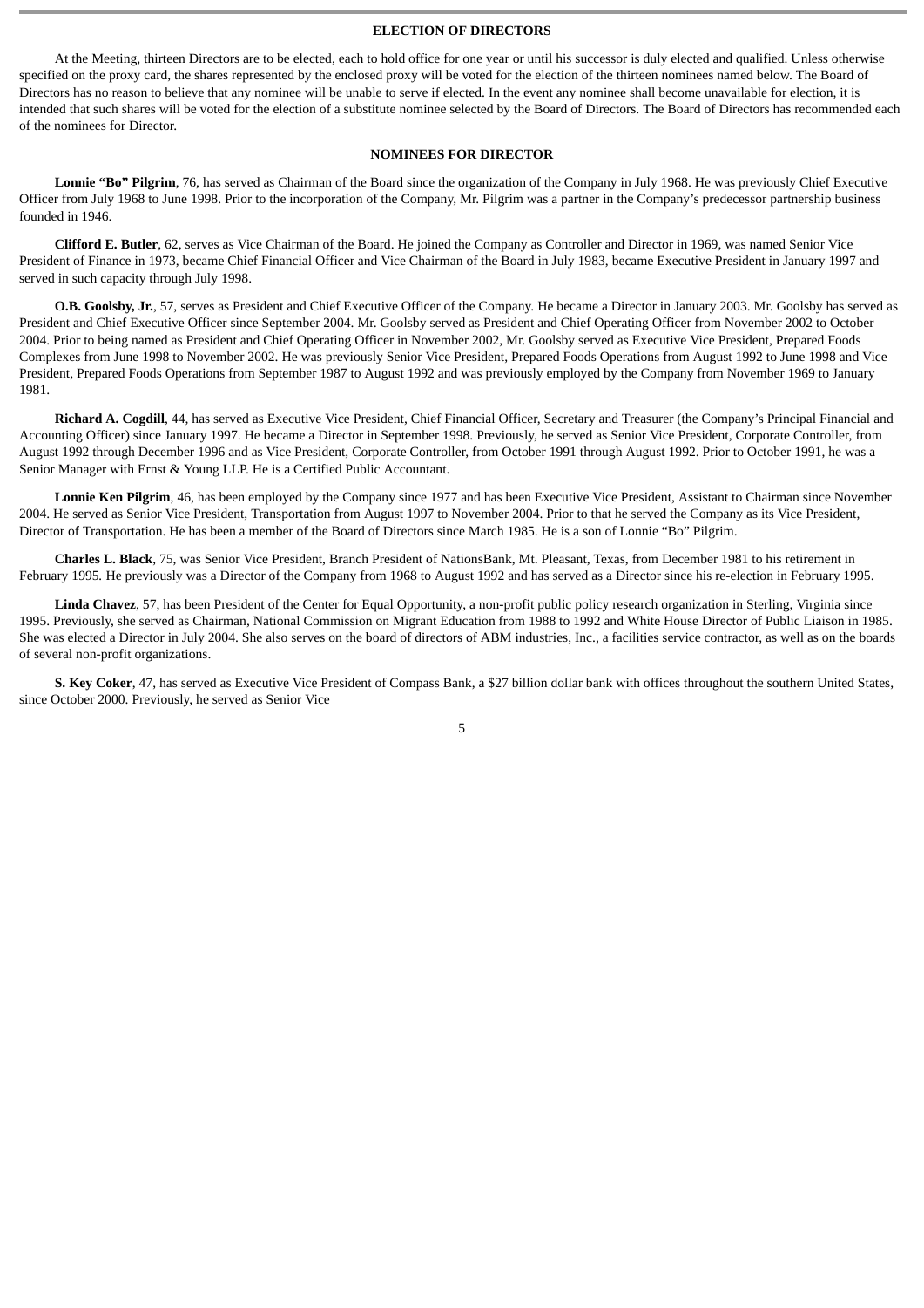## ELECTION OF DIRECTORS

At the Meeting, thirteen Directors are to be elected, each to hold office for one year or until his successor is duly elected and qualified. Unless otherwise specified on the proxy card, the shares represented by the enclosed proxy will be voted for the election of the thirteen nominees named below. The Board of Directors has no reason to believe that any nominee will be unable to serve if elected. In the event any nominee shall become unavailable for election, it is intended that such shares will be voted for the election of a substitute nominee selected by the Board of Directors. The Board of Directors has recommended each of the nominees for Director.

## NOMINEES FOR DIRECTOR

**Lonnie "Bo" Pilgrim**, 76, has served as Chairman of the Board since the organization of the Company in July 1968. He was previously Chief Executive Officer from July 1968 to June 1998. Prior to the incorporation of the Company, Mr. Pilgrim was a partner in the Company's predecessor partnership business founded in 1946.

**Clifford E. Butler**, 62, serves as Vice Chairman of the Board. He joined the Company as Controller and Director in 1969, was named Senior Vice President of Finance in 1973, became Chief Financial Officer and Vice Chairman of the Board in July 1983, became Executive President in January 1997 and served in such capacity through July 1998.

**O.B. Goolsby, Jr.**, 57, serves as President and Chief Executive Officer of the Company. He became a Director in January 2003. Mr. Goolsby has served as President and Chief Executive Officer since September 2004. Mr. Goolsby served as President and Chief Operating Officer from November 2002 to October 2004. Prior to being named as President and Chief Operating Officer in November 2002, Mr. Goolsby served as Executive Vice President, Prepared Foods Complexes from June 1998 to November 2002. He was previously Senior Vice President, Prepared Foods Operations from August 1992 to June 1998 and Vice President, Prepared Foods Operations from September 1987 to August 1992 and was previously employed by the Company from November 1969 to January 1981.

**Richard A. Cogdill**, 44, has served as Executive Vice President, Chief Financial Officer, Secretary and Treasurer (the Company's Principal Financial and Accounting Officer) since January 1997. He became a Director in September 1998. Previously, he served as Senior Vice President, Corporate Controller, from August 1992 through December 1996 and as Vice President, Corporate Controller, from October 1991 through August 1992. Prior to October 1991, he was a Senior Manager with Ernst & Young LLP. He is a Certified Public Accountant.

**Lonnie Ken Pilgrim**, 46, has been employed by the Company since 1977 and has been Executive Vice President, Assistant to Chairman since November 2004. He served as Senior Vice President, Transportation from August 1997 to November 2004. Prior to that he served the Company as its Vice President, Director of Transportation. He has been a member of the Board of Directors since March 1985. He is a son of Lonnie "Bo" Pilgrim.

**Charles L. Black**, 75, was Senior Vice President, Branch President of NationsBank, Mt. Pleasant, Texas, from December 1981 to his retirement in February 1995. He previously was a Director of the Company from 1968 to August 1992 and has served as a Director since his re-election in February 1995.

**Linda Chavez**, 57, has been President of the Center for Equal Opportunity, a non-profit public policy research organization in Sterling, Virginia since 1995. Previously, she served as Chairman, National Commission on Migrant Education from 1988 to 1992 and White House Director of Public Liaison in 1985. She was elected a Director in July 2004. She also serves on the board of directors of ABM industries, Inc., a facilities service contractor, as well as on the boards of several non-profit organizations.

**S. Key Coker**, 47, has served as Executive Vice President of Compass Bank, a $27 billion dollar bank with offices throughout the southern United States, since October 2000. Previously, he served as Senior Vice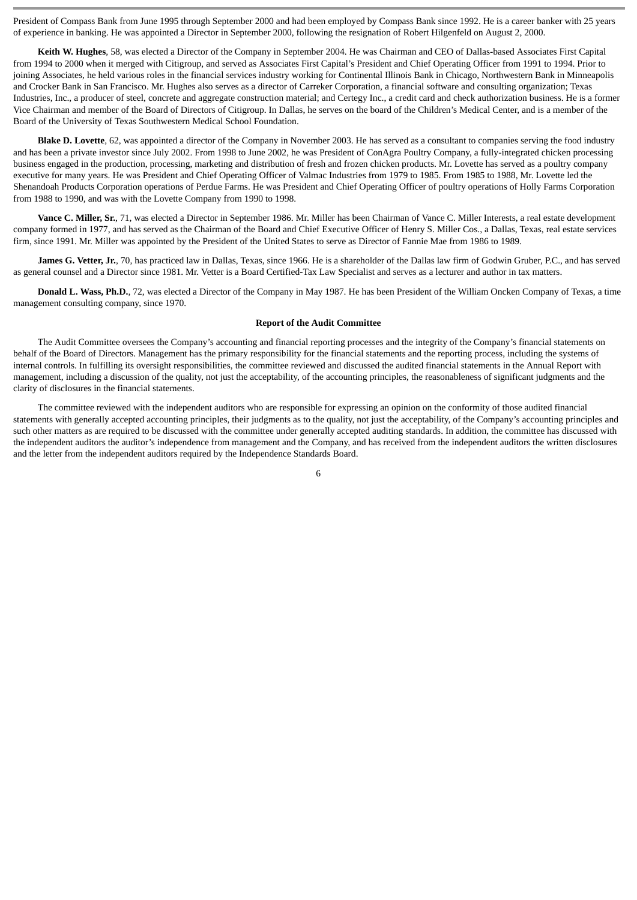President of Compass Bank from June 1995 through September 2000 and had been employed by Compass Bank since 1992. He is a career banker with 25 years of experience in banking. He was appointed a Director in September 2000, following the resignation of Robert Hilgenfeld on August 2, 2000.

**Keith W. Hughes**, 58, was elected a Director of the Company in September 2004. He was Chairman and CEO of Dallas-based Associates First Capital from 1994 to 2000 when it merged with Citigroup, and served as Associates First Capital's President and Chief Operating Officer from 1991 to 1994. Prior to joining Associates, he held various roles in the financial services industry working for Continental Illinois Bank in Chicago, Northwestern Bank in Minneapolis and Crocker Bank in San Francisco. Mr. Hughes also serves as a director of Carreker Corporation, a financial software and consulting organization; Texas Industries, Inc., a producer of steel, concrete and aggregate construction material; and Certegy Inc., a credit card and check authorization business. He is a former Vice Chairman and member of the Board of Directors of Citigroup. In Dallas, he serves on the board of the Children's Medical Center, and is a member of the Board of the University of Texas Southwestern Medical School Foundation.

**Blake D. Lovette**, 62, was appointed a director of the Company in November 2003. He has served as a consultant to companies serving the food industry and has been a private investor since July 2002. From 1998 to June 2002, he was President of ConAgra Poultry Company, a fully-integrated chicken processing business engaged in the production, processing, marketing and distribution of fresh and frozen chicken products. Mr. Lovette has served as a poultry company executive for many years. He was President and Chief Operating Officer of Valmac Industries from 1979 to 1985. From 1985 to 1988, Mr. Lovette led the Shenandoah Products Corporation operations of Perdue Farms. He was President and Chief Operating Officer of poultry operations of Holly Farms Corporation from 1988 to 1990, and was with the Lovette Company from 1990 to 1998.

**Vance C. Miller, Sr.**, 71, was elected a Director in September 1986. Mr. Miller has been Chairman of Vance C. Miller Interests, a real estate development company formed in 1977, and has served as the Chairman of the Board and Chief Executive Officer of Henry S. Miller Cos., a Dallas, Texas, real estate services firm, since 1991. Mr. Miller was appointed by the President of the United States to serve as Director of Fannie Mae from 1986 to 1989.

**James G. Vetter, Jr.**, 70, has practiced law in Dallas, Texas, since 1966. He is a shareholder of the Dallas law firm of Godwin Gruber, P.C., and has served as general counsel and a Director since 1981. Mr. Vetter is a Board Certified-Tax Law Specialist and serves as a lecturer and author in tax matters.

**Donald L. Wass, Ph.D.**, 72, was elected a Director of the Company in May 1987. He has been President of the William Oncken Company of Texas, a time management consulting company, since 1970.

**Report of the Audit Committee**

The Audit Committee oversees the Company's accounting and financial reporting processes and the integrity of the Company's financial statements on behalf of the Board of Directors. Management has the primary responsibility for the financial statements and the reporting process, including the systems of internal controls. In fulfilling its oversight responsibilities, the committee reviewed and discussed the audited financial statements in the Annual Report with management, including a discussion of the quality, not just the acceptability, of the accounting principles, the reasonableness of significant judgments and the clarity of disclosures in the financial statements.

The committee reviewed with the independent auditors who are responsible for expressing an opinion on the conformity of those audited financial statements with generally accepted accounting principles, their judgments as to the quality, not just the acceptability, of the Company's accounting principles and such other matters as are required to be discussed with the committee under generally accepted auditing standards. In addition, the committee has discussed with the independent auditors the auditor's independence from management and the Company, and has received from the independent auditors the written disclosures and the letter from the independent auditors required by the Independence Standards Board.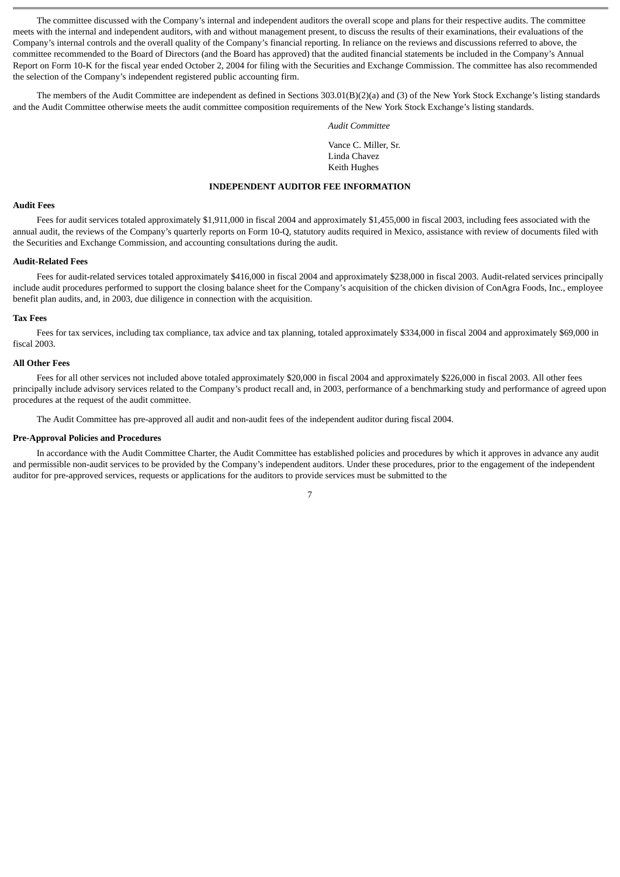The committee discussed with the Company's internal and independent auditors the overall scope and plans for their respective audits. The committee meets with the internal and independent auditors, with and without management present, to discuss the results of their examinations, their evaluations of the Company's internal controls and the overall quality of the Company's financial reporting. In reliance on the reviews and discussions referred to above, the committee recommended to the Board of Directors (and the Board has approved) that the audited financial statements be included in the Company's Annual Report on Form 10-K for the fiscal year ended October 2, 2004 for filing with the Securities and Exchange Commission. The committee has also recommended the selection of the Company's independent registered public accounting firm.

The members of the Audit Committee are independent as defined in Sections 303.01(B)(2)(a) and (3) of the New York Stock Exchange's listing standards and the Audit Committee otherwise meets the audit committee composition requirements of the New York Stock Exchange's listing standards.

*Audit Committee*

Vance C. Miller, Sr.
Linda Chavez
Keith Hughes

## INDEPENDENT AUDITOR FEE INFORMATION

**Audit Fees**

Fees for audit services totaled approximately $1,911,000 in fiscal 2004 and approximately $1,455,000 in fiscal 2003, including fees associated with the annual audit, the reviews of the Company's quarterly reports on Form 10-Q, statutory audits required in Mexico, assistance with review of documents filed with the Securities and Exchange Commission, and accounting consultations during the audit.

**Audit-Related Fees**

Fees for audit-related services totaled approximately $416,000 in fiscal 2004 and approximately $238,000 in fiscal 2003. Audit-related services principally include audit procedures performed to support the closing balance sheet for the Company's acquisition of the chicken division of ConAgra Foods, Inc., employee benefit plan audits, and, in 2003, due diligence in connection with the acquisition.

**Tax Fees**

Fees for tax services, including tax compliance, tax advice and tax planning, totaled approximately $334,000 in fiscal 2004 and approximately $69,000 in fiscal 2003.

**All Other Fees**

Fees for all other services not included above totaled approximately $20,000 in fiscal 2004 and approximately $226,000 in fiscal 2003. All other fees principally include advisory services related to the Company's product recall and, in 2003, performance of a benchmarking study and performance of agreed upon procedures at the request of the audit committee.

The Audit Committee has pre-approved all audit and non-audit fees of the independent auditor during fiscal 2004.

**Pre-Approval Policies and Procedures**

In accordance with the Audit Committee Charter, the Audit Committee has established policies and procedures by which it approves in advance any audit and permissible non-audit services to be provided by the Company's independent auditors. Under these procedures, prior to the engagement of the independent auditor for pre-approved services, requests or applications for the auditors to provide services must be submitted to the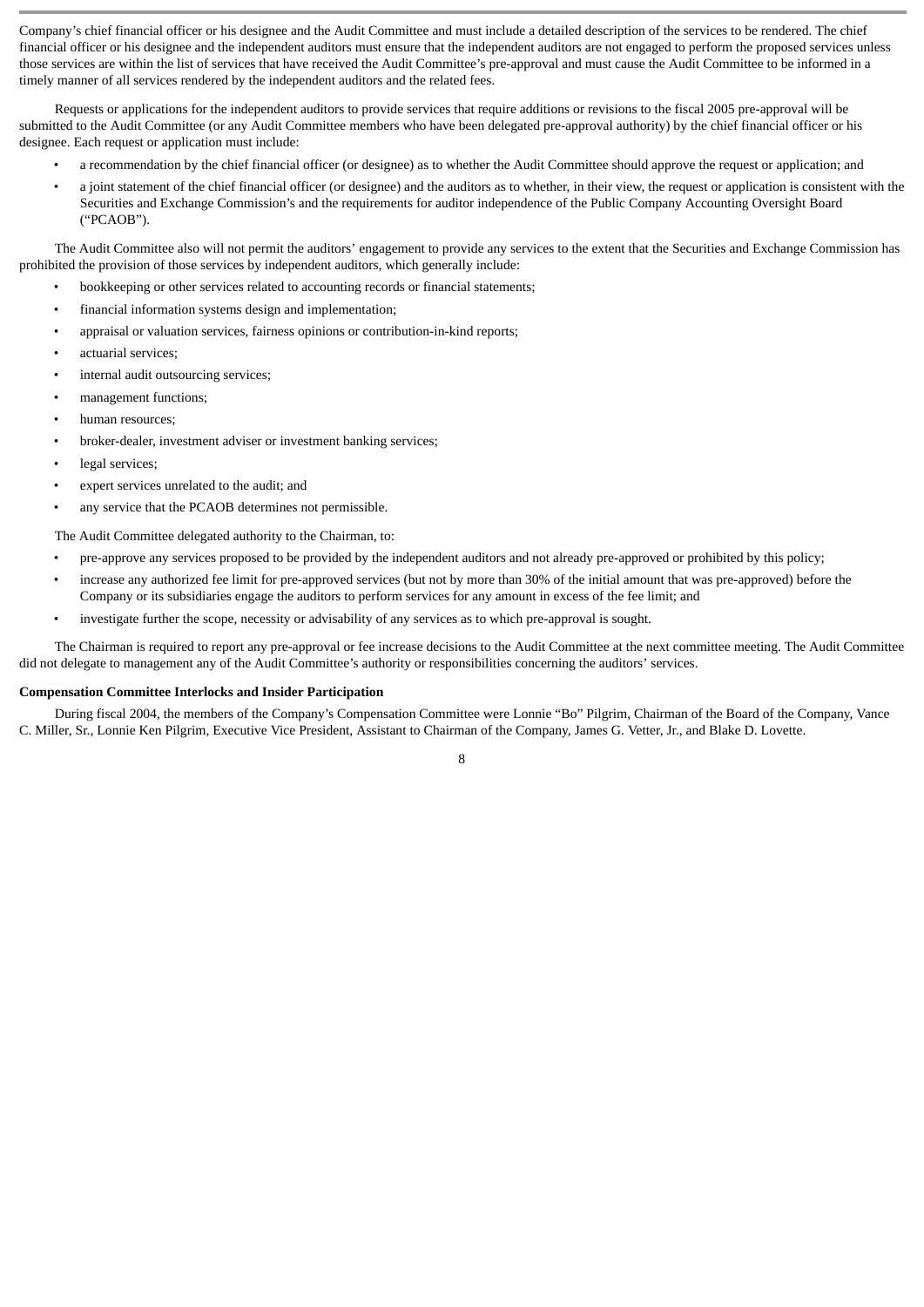Company's chief financial officer or his designee and the Audit Committee and must include a detailed description of the services to be rendered. The chief financial officer or his designee and the independent auditors must ensure that the independent auditors are not engaged to perform the proposed services unless those services are within the list of services that have received the Audit Committee's pre-approval and must cause the Audit Committee to be informed in a timely manner of all services rendered by the independent auditors and the related fees.

Requests or applications for the independent auditors to provide services that require additions or revisions to the fiscal 2005 pre-approval will be submitted to the Audit Committee (or any Audit Committee members who have been delegated pre-approval authority) by the chief financial officer or his designee. Each request or application must include:

- a recommendation by the chief financial officer (or designee) as to whether the Audit Committee should approve the request or application; and
- a joint statement of the chief financial officer (or designee) and the auditors as to whether, in their view, the request or application is consistent with the Securities and Exchange Commission's and the requirements for auditor independence of the Public Company Accounting Oversight Board ("PCAOB").

The Audit Committee also will not permit the auditors' engagement to provide any services to the extent that the Securities and Exchange Commission has prohibited the provision of those services by independent auditors, which generally include:

- bookkeeping or other services related to accounting records or financial statements;
- financial information systems design and implementation;
- appraisal or valuation services, fairness opinions or contribution-in-kind reports;
- actuarial services;
- internal audit outsourcing services;
- management functions;
- human resources;
- broker-dealer, investment adviser or investment banking services;
- legal services;
- expert services unrelated to the audit; and
- any service that the PCAOB determines not permissible.

The Audit Committee delegated authority to the Chairman, to:

- pre-approve any services proposed to be provided by the independent auditors and not already pre-approved or prohibited by this policy;
- increase any authorized fee limit for pre-approved services (but not by more than 30% of the initial amount that was pre-approved) before the Company or its subsidiaries engage the auditors to perform services for any amount in excess of the fee limit; and
- investigate further the scope, necessity or advisability of any services as to which pre-approval is sought.

The Chairman is required to report any pre-approval or fee increase decisions to the Audit Committee at the next committee meeting. The Audit Committee did not delegate to management any of the Audit Committee's authority or responsibilities concerning the auditors' services.

**Compensation Committee Interlocks and Insider Participation**

During fiscal 2004, the members of the Company's Compensation Committee were Lonnie "Bo" Pilgrim, Chairman of the Board of the Company, Vance C. Miller, Sr., Lonnie Ken Pilgrim, Executive Vice President, Assistant to Chairman of the Company, James G. Vetter, Jr., and Blake D. Lovette.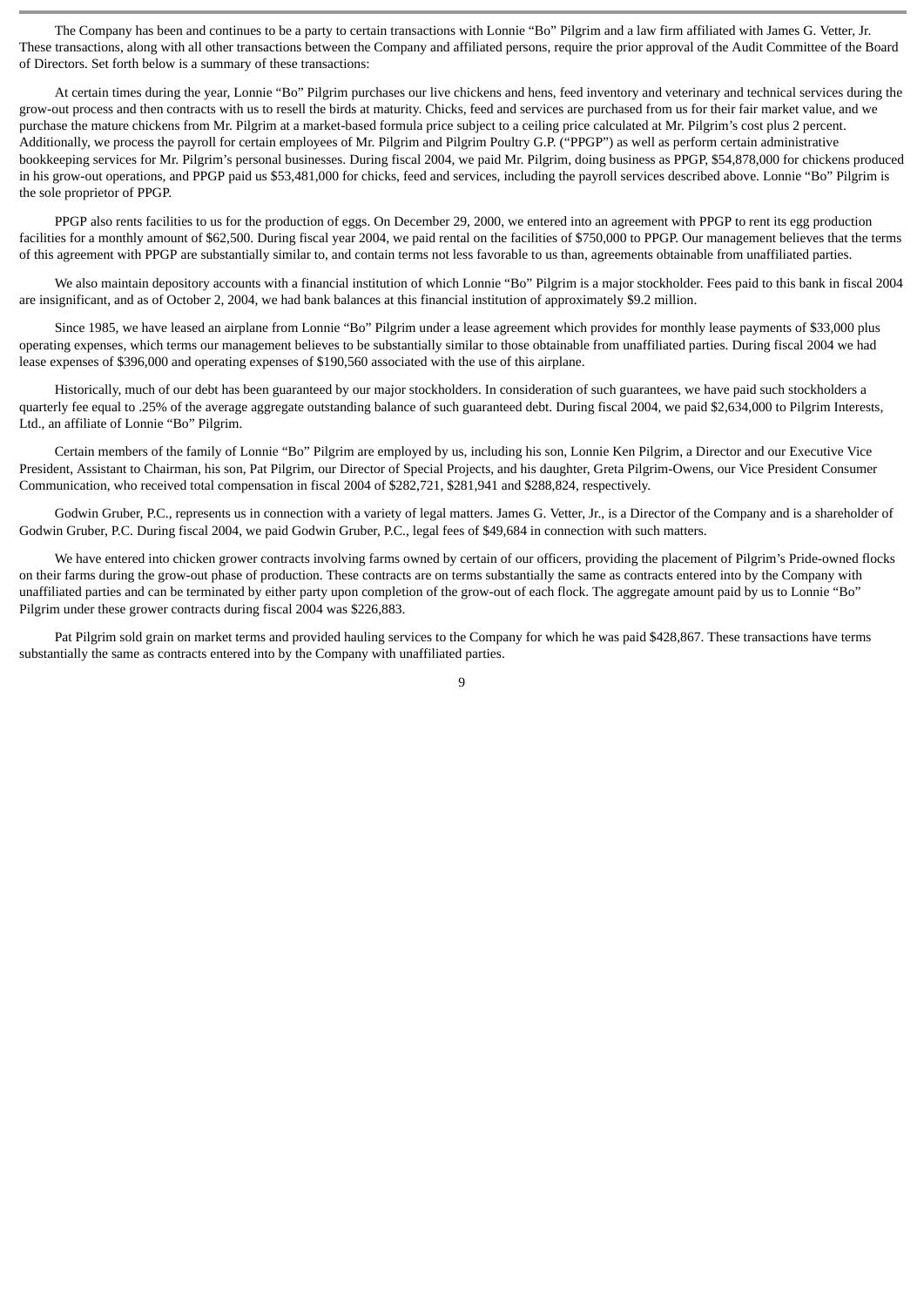The Company has been and continues to be a party to certain transactions with Lonnie "Bo" Pilgrim and a law firm affiliated with James G. Vetter, Jr. These transactions, along with all other transactions between the Company and affiliated persons, require the prior approval of the Audit Committee of the Board of Directors. Set forth below is a summary of these transactions:

At certain times during the year, Lonnie "Bo" Pilgrim purchases our live chickens and hens, feed inventory and veterinary and technical services during the grow-out process and then contracts with us to resell the birds at maturity. Chicks, feed and services are purchased from us for their fair market value, and we purchase the mature chickens from Mr. Pilgrim at a market-based formula price subject to a ceiling price calculated at Mr. Pilgrim's cost plus 2 percent. Additionally, we process the payroll for certain employees of Mr. Pilgrim and Pilgrim Poultry G.P. ("PPGP") as well as perform certain administrative bookkeeping services for Mr. Pilgrim's personal businesses. During fiscal 2004, we paid Mr. Pilgrim, doing business as PPGP, $54,878,000 for chickens produced in his grow-out operations, and PPGP paid us $53,481,000 for chicks, feed and services, including the payroll services described above. Lonnie "Bo" Pilgrim is the sole proprietor of PPGP.

PPGP also rents facilities to us for the production of eggs. On December 29, 2000, we entered into an agreement with PPGP to rent its egg production facilities for a monthly amount of $62,500. During fiscal year 2004, we paid rental on the facilities of $750,000 to PPGP. Our management believes that the terms of this agreement with PPGP are substantially similar to, and contain terms not less favorable to us than, agreements obtainable from unaffiliated parties.

We also maintain depository accounts with a financial institution of which Lonnie "Bo" Pilgrim is a major stockholder. Fees paid to this bank in fiscal 2004 are insignificant, and as of October 2, 2004, we had bank balances at this financial institution of approximately $9.2 million.

Since 1985, we have leased an airplane from Lonnie "Bo" Pilgrim under a lease agreement which provides for monthly lease payments of $33,000 plus operating expenses, which terms our management believes to be substantially similar to those obtainable from unaffiliated parties. During fiscal 2004 we had lease expenses of $396,000 and operating expenses of $190,560 associated with the use of this airplane.

Historically, much of our debt has been guaranteed by our major stockholders. In consideration of such guarantees, we have paid such stockholders a quarterly fee equal to .25% of the average aggregate outstanding balance of such guaranteed debt. During fiscal 2004, we paid $2,634,000 to Pilgrim Interests, Ltd., an affiliate of Lonnie "Bo" Pilgrim.

Certain members of the family of Lonnie "Bo" Pilgrim are employed by us, including his son, Lonnie Ken Pilgrim, a Director and our Executive Vice President, Assistant to Chairman, his son, Pat Pilgrim, our Director of Special Projects, and his daughter, Greta Pilgrim-Owens, our Vice President Consumer Communication, who received total compensation in fiscal 2004 of $282,721, $281,941 and $288,824, respectively.

Godwin Gruber, P.C., represents us in connection with a variety of legal matters. James G. Vetter, Jr., is a Director of the Company and is a shareholder of Godwin Gruber, P.C. During fiscal 2004, we paid Godwin Gruber, P.C., legal fees of $49,684 in connection with such matters.

We have entered into chicken grower contracts involving farms owned by certain of our officers, providing the placement of Pilgrim's Pride-owned flocks on their farms during the grow-out phase of production. These contracts are on terms substantially the same as contracts entered into by the Company with unaffiliated parties and can be terminated by either party upon completion of the grow-out of each flock. The aggregate amount paid by us to Lonnie "Bo" Pilgrim under these grower contracts during fiscal 2004 was $226,883.

Pat Pilgrim sold grain on market terms and provided hauling services to the Company for which he was paid $428,867. These transactions have terms substantially the same as contracts entered into by the Company with unaffiliated parties.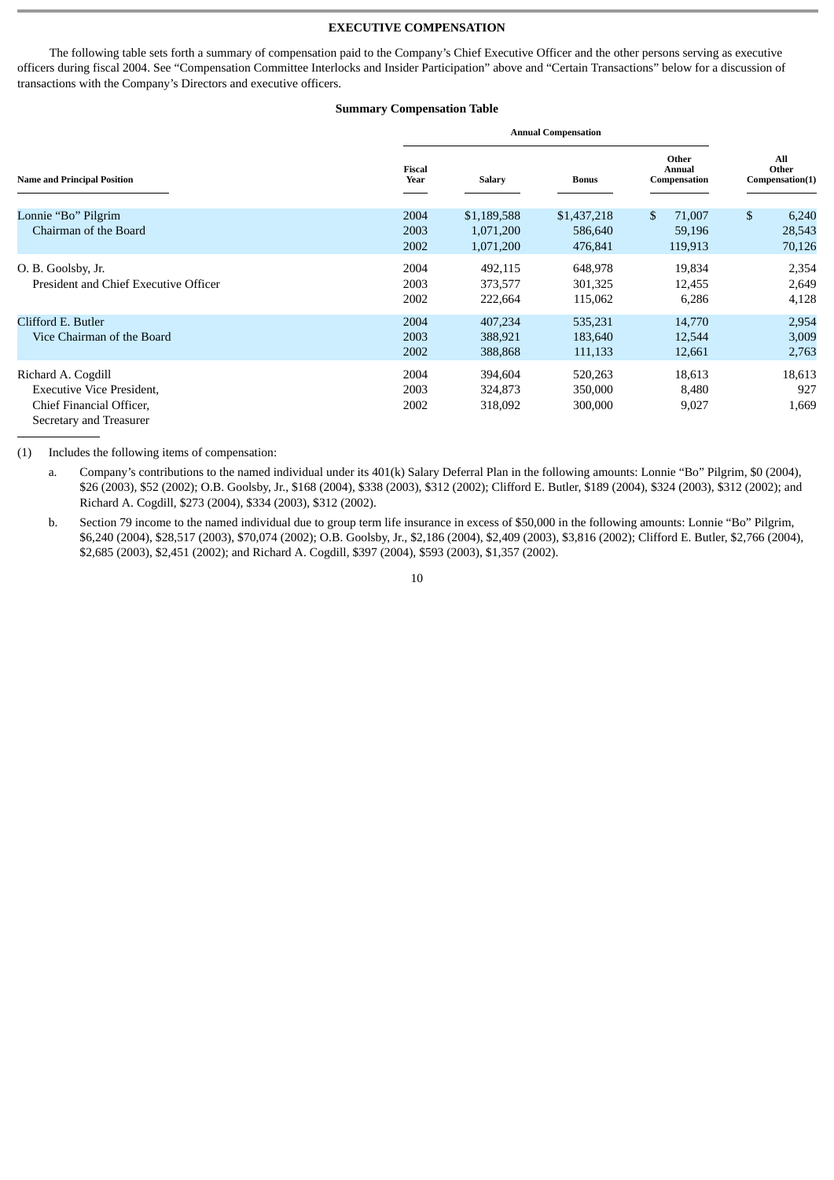## EXECUTIVE COMPENSATION

The following table sets forth a summary of compensation paid to the Company's Chief Executive Officer and the other persons serving as executive officers during fiscal 2004. See "Compensation Committee Interlocks and Insider Participation" above and "Certain Transactions" below for a discussion of transactions with the Company's Directors and executive officers.

**Summary Compensation Table**

| | Annual Compensation | | | | |
|---|---|---|---|---|---|
| **Name and Principal Position** | **Fiscal Year** | **Salary** | **Bonus** | **Other Annual Compensation** | **All Other Compensation(1)** |
| Lonnie "Bo" Pilgrim | 2004 | $1,189,588 | $1,437,218 | $ 71,007 | $ 6,240 |
| Chairman of the Board | 2003 | 1,071,200 | 586,640 | 59,196 | 28,543 |
| | 2002 | 1,071,200 | 476,841 | 119,913 | 70,126 |
| O. B. Goolsby, Jr. | 2004 | 492,115 | 648,978 | 19,834 | 2,354 |
| President and Chief Executive Officer | 2003 | 373,577 | 301,325 | 12,455 | 2,649 |
| | 2002 | 222,664 | 115,062 | 6,286 | 4,128 |
| Clifford E. Butler | 2004 | 407,234 | 535,231 | 14,770 | 2,954 |
| Vice Chairman of the Board | 2003 | 388,921 | 183,640 | 12,544 | 3,009 |
| | 2002 | 388,868 | 111,133 | 12,661 | 2,763 |
| Richard A. Cogdill | 2004 | 394,604 | 520,263 | 18,613 | 18,613 |
| Executive Vice President, | 2003 | 324,873 | 350,000 | 8,480 | 927 |
| Chief Financial Officer, | 2002 | 318,092 | 300,000 | 9,027 | 1,669 |
| Secretary and Treasurer | | | | | |

(1) Includes the following items of compensation:

a. Company's contributions to the named individual under its 401(k) Salary Deferral Plan in the following amounts: Lonnie "Bo" Pilgrim, $0 (2004), $26 (2003), $52 (2002); O.B. Goolsby, Jr., $168 (2004), $338 (2003), $312 (2002); Clifford E. Butler, $189 (2004), $324 (2003), $312 (2002); and Richard A. Cogdill, $273 (2004), $334 (2003), $312 (2002).

b. Section 79 income to the named individual due to group term life insurance in excess of $50,000 in the following amounts: Lonnie "Bo" Pilgrim, $6,240 (2004), $28,517 (2003), $70,074 (2002); O.B. Goolsby, Jr., $2,186 (2004), $2,409 (2003), $3,816 (2002); Clifford E. Butler, $2,766 (2004), $2,685 (2003), $2,451 (2002); and Richard A. Cogdill, $397 (2004), $593 (2003), $1,357 (2002).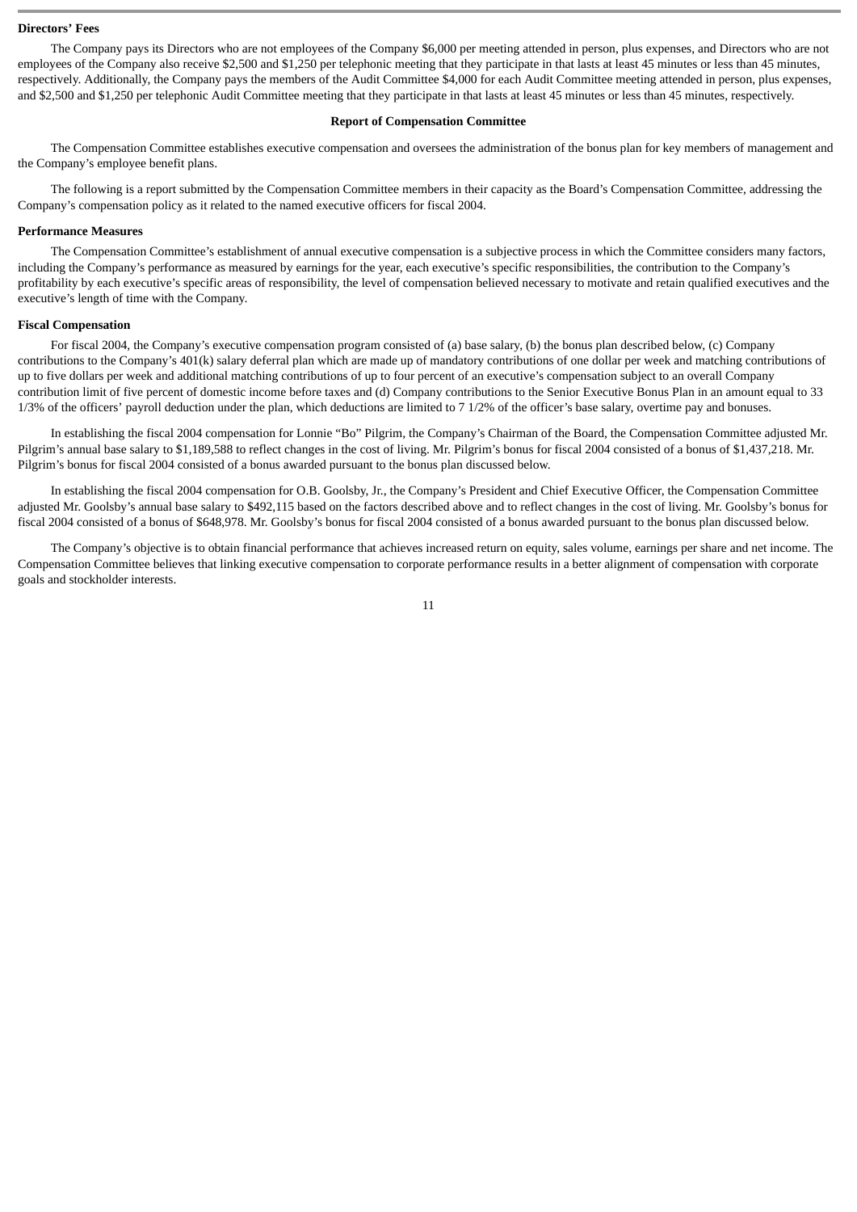**Directors' Fees**

The Company pays its Directors who are not employees of the Company $6,000 per meeting attended in person, plus expenses, and Directors who are not employees of the Company also receive $2,500 and $1,250 per telephonic meeting that they participate in that lasts at least 45 minutes or less than 45 minutes, respectively. Additionally, the Company pays the members of the Audit Committee $4,000 for each Audit Committee meeting attended in person, plus expenses, and $2,500 and $1,250 per telephonic Audit Committee meeting that they participate in that lasts at least 45 minutes or less than 45 minutes, respectively.

## Report of Compensation Committee

The Compensation Committee establishes executive compensation and oversees the administration of the bonus plan for key members of management and the Company's employee benefit plans.

The following is a report submitted by the Compensation Committee members in their capacity as the Board's Compensation Committee, addressing the Company's compensation policy as it related to the named executive officers for fiscal 2004.

**Performance Measures**

The Compensation Committee's establishment of annual executive compensation is a subjective process in which the Committee considers many factors, including the Company's performance as measured by earnings for the year, each executive's specific responsibilities, the contribution to the Company's profitability by each executive's specific areas of responsibility, the level of compensation believed necessary to motivate and retain qualified executives and the executive's length of time with the Company.

**Fiscal Compensation**

For fiscal 2004, the Company's executive compensation program consisted of (a) base salary, (b) the bonus plan described below, (c) Company contributions to the Company's 401(k) salary deferral plan which are made up of mandatory contributions of one dollar per week and matching contributions of up to five dollars per week and additional matching contributions of up to four percent of an executive's compensation subject to an overall Company contribution limit of five percent of domestic income before taxes and (d) Company contributions to the Senior Executive Bonus Plan in an amount equal to 33 1/3% of the officers' payroll deduction under the plan, which deductions are limited to 7 1/2% of the officer's base salary, overtime pay and bonuses.

In establishing the fiscal 2004 compensation for Lonnie "Bo" Pilgrim, the Company's Chairman of the Board, the Compensation Committee adjusted Mr. Pilgrim's annual base salary to $1,189,588 to reflect changes in the cost of living. Mr. Pilgrim's bonus for fiscal 2004 consisted of a bonus of $1,437,218. Mr. Pilgrim's bonus for fiscal 2004 consisted of a bonus awarded pursuant to the bonus plan discussed below.

In establishing the fiscal 2004 compensation for O.B. Goolsby, Jr., the Company's President and Chief Executive Officer, the Compensation Committee adjusted Mr. Goolsby's annual base salary to $492,115 based on the factors described above and to reflect changes in the cost of living. Mr. Goolsby's bonus for fiscal 2004 consisted of a bonus of $648,978. Mr. Goolsby's bonus for fiscal 2004 consisted of a bonus awarded pursuant to the bonus plan discussed below.

The Company's objective is to obtain financial performance that achieves increased return on equity, sales volume, earnings per share and net income. The Compensation Committee believes that linking executive compensation to corporate performance results in a better alignment of compensation with corporate goals and stockholder interests.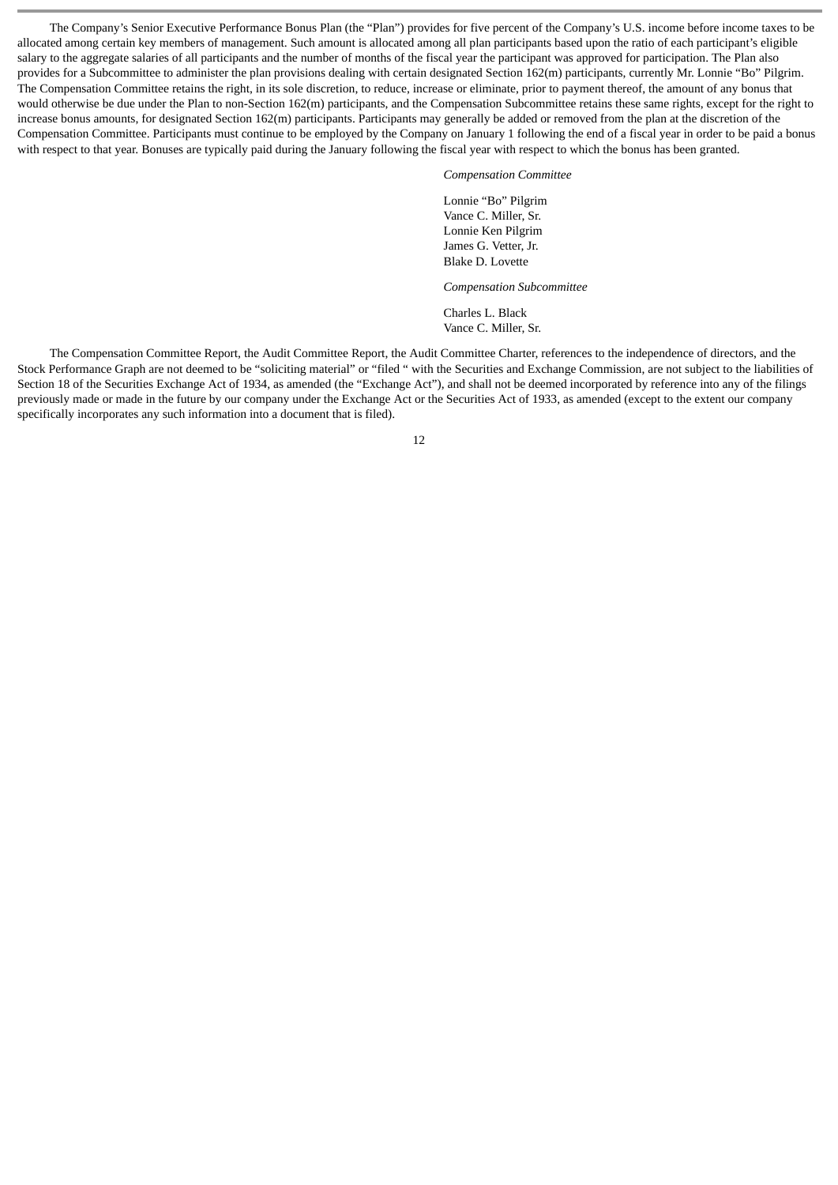The Company's Senior Executive Performance Bonus Plan (the "Plan") provides for five percent of the Company's U.S. income before income taxes to be allocated among certain key members of management. Such amount is allocated among all plan participants based upon the ratio of each participant's eligible salary to the aggregate salaries of all participants and the number of months of the fiscal year the participant was approved for participation. The Plan also provides for a Subcommittee to administer the plan provisions dealing with certain designated Section 162(m) participants, currently Mr. Lonnie "Bo" Pilgrim. The Compensation Committee retains the right, in its sole discretion, to reduce, increase or eliminate, prior to payment thereof, the amount of any bonus that would otherwise be due under the Plan to non-Section 162(m) participants, and the Compensation Subcommittee retains these same rights, except for the right to increase bonus amounts, for designated Section 162(m) participants. Participants may generally be added or removed from the plan at the discretion of the Compensation Committee. Participants must continue to be employed by the Company on January 1 following the end of a fiscal year in order to be paid a bonus with respect to that year. Bonuses are typically paid during the January following the fiscal year with respect to which the bonus has been granted.

*Compensation Committee*

Lonnie "Bo" Pilgrim
Vance C. Miller, Sr.
Lonnie Ken Pilgrim
James G. Vetter, Jr.
Blake D. Lovette

*Compensation Subcommittee*

Charles L. Black
Vance C. Miller, Sr.

The Compensation Committee Report, the Audit Committee Report, the Audit Committee Charter, references to the independence of directors, and the Stock Performance Graph are not deemed to be "soliciting material" or "filed " with the Securities and Exchange Commission, are not subject to the liabilities of Section 18 of the Securities Exchange Act of 1934, as amended (the "Exchange Act"), and shall not be deemed incorporated by reference into any of the filings previously made or made in the future by our company under the Exchange Act or the Securities Act of 1933, as amended (except to the extent our company specifically incorporates any such information into a document that is filed).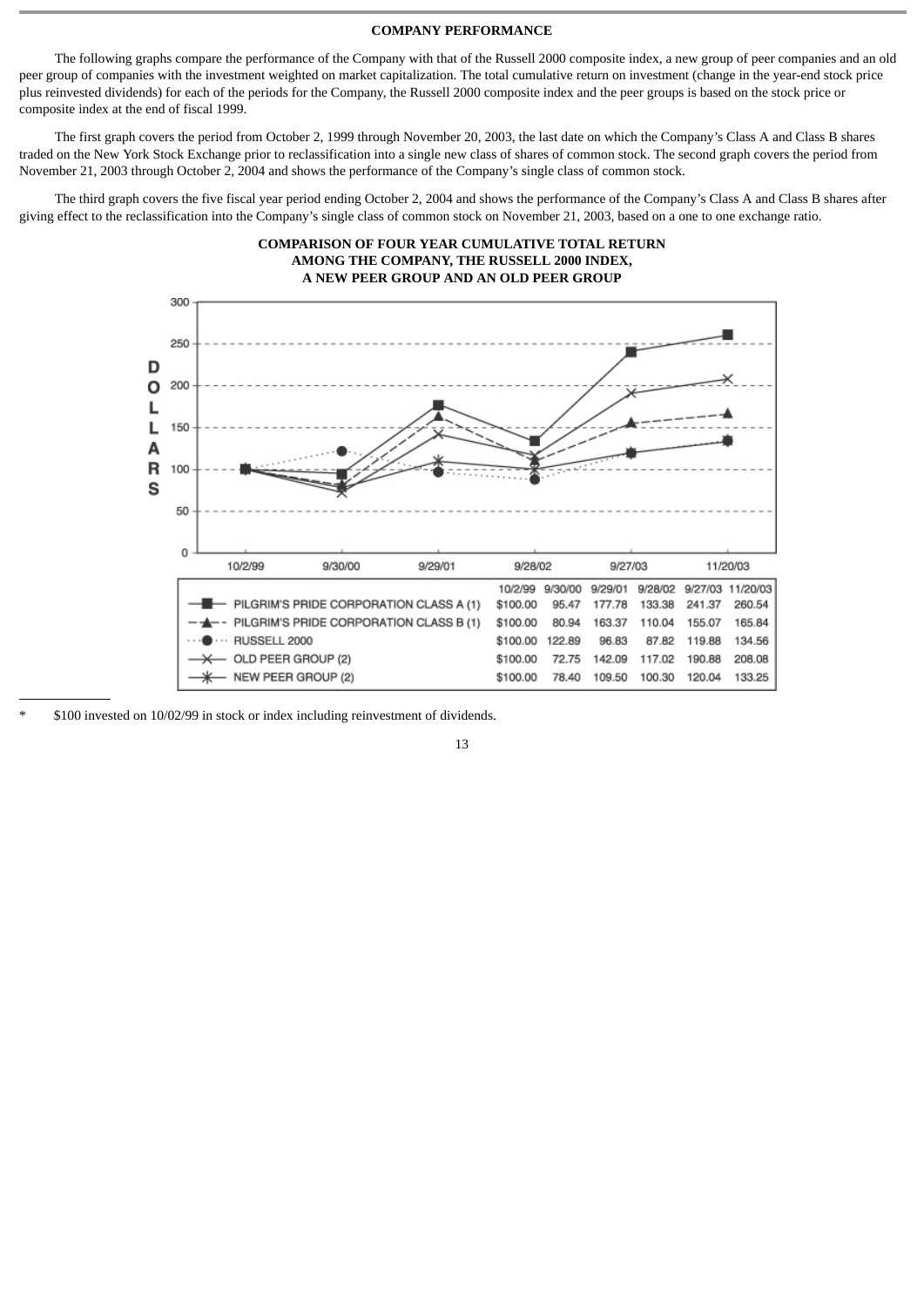## COMPANY PERFORMANCE

The following graphs compare the performance of the Company with that of the Russell 2000 composite index, a new group of peer companies and an old peer group of companies with the investment weighted on market capitalization. The total cumulative return on investment (change in the year-end stock price plus reinvested dividends) for each of the periods for the Company, the Russell 2000 composite index and the peer groups is based on the stock price or composite index at the end of fiscal 1999.

The first graph covers the period from October 2, 1999 through November 20, 2003, the last date on which the Company's Class A and Class B shares traded on the New York Stock Exchange prior to reclassification into a single new class of shares of common stock. The second graph covers the period from November 21, 2003 through October 2, 2004 and shows the performance of the Company's single class of common stock.

The third graph covers the five fiscal year period ending October 2, 2004 and shows the performance of the Company's Class A and Class B shares after giving effect to the reclassification into the Company's single class of common stock on November 21, 2003, based on a one to one exchange ratio.

### COMPARISON OF FOUR YEAR CUMULATIVE TOTAL RETURN AMONG THE COMPANY, THE RUSSELL 2000 INDEX, A NEW PEER GROUP AND AN OLD PEER GROUP

| | 10/2/99 | 9/30/00 | 9/29/01 | 9/28/02 | 9/27/03 | 11/20/03 |
|---|---|---|---|---|---|---|
| PILGRIM'S PRIDE CORPORATION CLASS A (1) | $100.00 | 95.47 | 177.78 | 133.38 | 241.37 | 260.54 |
| PILGRIM'S PRIDE CORPORATION CLASS B (1) | $100.00 | 80.94 | 163.37 | 110.04 | 155.07 | 165.84 |
| RUSSELL 2000 | $100.00 | 122.89 | 96.83 | 87.82 | 119.88 | 134.56 |
| OLD PEER GROUP (2) | $100.00 | 72.75 | 142.09 | 117.02 | 190.88 | 208.08 |
| NEW PEER GROUP (2) | $100.00 | 78.40 | 109.50 | 100.30 | 120.04 | 133.25 |

* $100 invested on 10/02/99 in stock or index including reinvestment of dividends.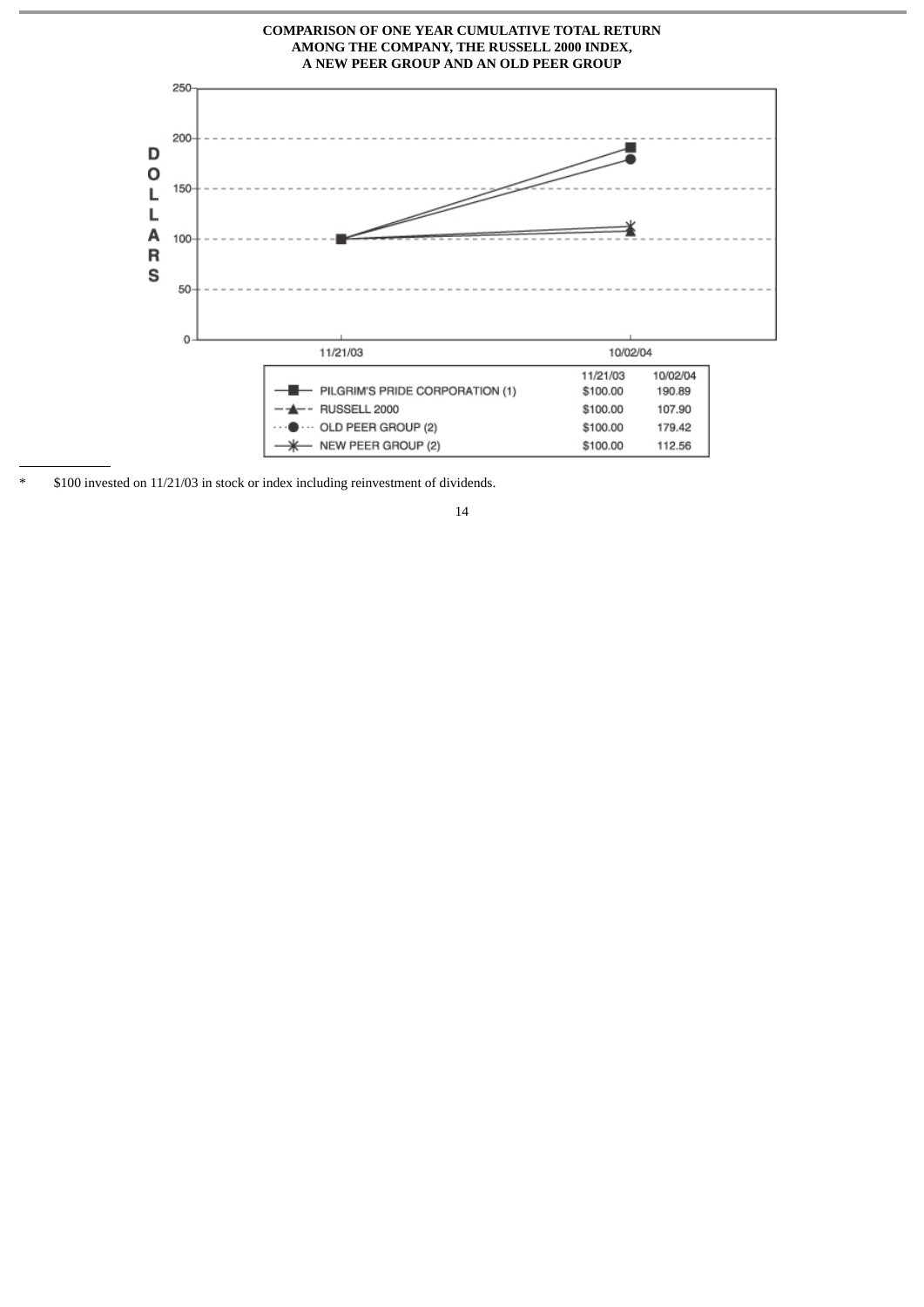**COMPARISON OF ONE YEAR CUMULATIVE TOTAL RETURN AMONG THE COMPANY, THE RUSSELL 2000 INDEX, A NEW PEER GROUP AND AN OLD PEER GROUP**

| | 11/21/03 | 10/02/04 |
|---|---|---|
| PILGRIM'S PRIDE CORPORATION (1) | $100.00 | 190.89 |
| RUSSELL 2000 | $100.00 | 107.90 |
| OLD PEER GROUP (2) | $100.00 | 179.42 |
| NEW PEER GROUP (2) | $100.00 | 112.56 |

---

\* $100 invested on 11/21/03 in stock or index including reinvestment of dividends.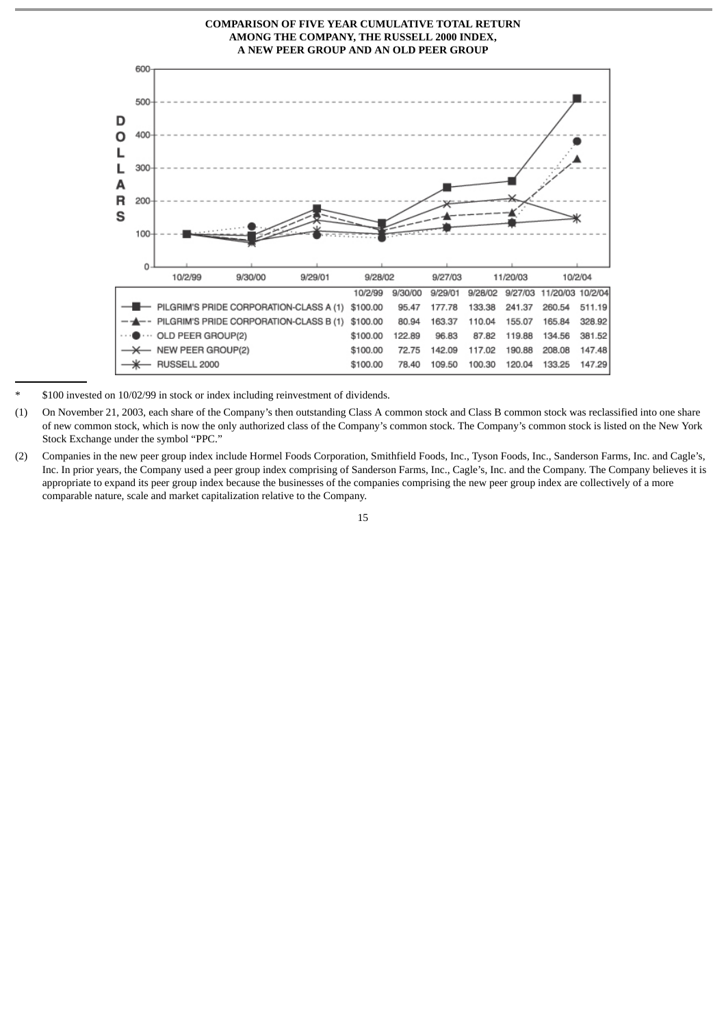**COMPARISON OF FIVE YEAR CUMULATIVE TOTAL RETURN AMONG THE COMPANY, THE RUSSELL 2000 INDEX, A NEW PEER GROUP AND AN OLD PEER GROUP**

| | 10/2/99 | 9/30/00 | 9/29/01 | 9/28/02 | 9/27/03 | 11/20/03 | 10/2/04 |
|---|---|---|---|---|---|---|---|
| PILGRIM'S PRIDE CORPORATION-CLASS A (1) | $100.00 | 95.47 | 177.78 | 133.38 | 241.37 | 260.54 | 511.19 |
| PILGRIM'S PRIDE CORPORATION-CLASS B (1) | $100.00 | 80.94 | 163.37 | 110.04 | 155.07 | 165.84 | 328.92 |
| OLD PEER GROUP(2) | $100.00 | 122.89 | 96.83 | 87.82 | 119.88 | 134.56 | 381.52 |
| NEW PEER GROUP(2) | $100.00 | 72.75 | 142.09 | 117.02 | 190.88 | 208.08 | 147.48 |
| RUSSELL 2000 | $100.00 | 78.40 | 109.50 | 100.30 | 120.04 | 133.25 | 147.29 |

\* $100 invested on 10/02/99 in stock or index including reinvestment of dividends.

(1) On November 21, 2003, each share of the Company's then outstanding Class A common stock and Class B common stock was reclassified into one share of new common stock, which is now the only authorized class of the Company's common stock. The Company's common stock is listed on the New York Stock Exchange under the symbol "PPC."

(2) Companies in the new peer group index include Hormel Foods Corporation, Smithfield Foods, Inc., Tyson Foods, Inc., Sanderson Farms, Inc. and Cagle's, Inc. In prior years, the Company used a peer group index comprising of Sanderson Farms, Inc., Cagle's, Inc. and the Company. The Company believes it is appropriate to expand its peer group index because the businesses of the companies comprising the new peer group index are collectively of a more comparable nature, scale and market capitalization relative to the Company.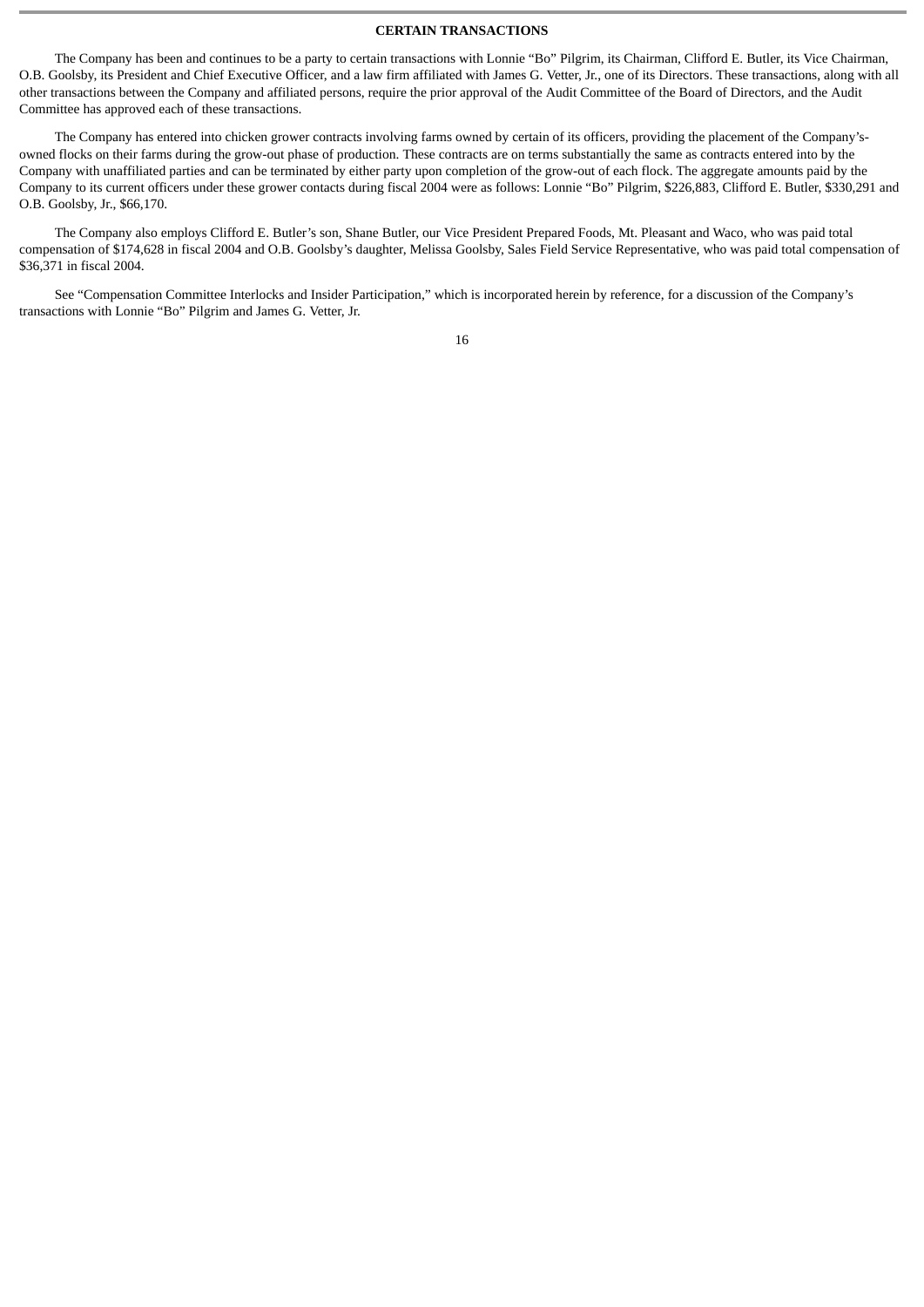## CERTAIN TRANSACTIONS

The Company has been and continues to be a party to certain transactions with Lonnie "Bo" Pilgrim, its Chairman, Clifford E. Butler, its Vice Chairman, O.B. Goolsby, its President and Chief Executive Officer, and a law firm affiliated with James G. Vetter, Jr., one of its Directors. These transactions, along with all other transactions between the Company and affiliated persons, require the prior approval of the Audit Committee of the Board of Directors, and the Audit Committee has approved each of these transactions.

The Company has entered into chicken grower contracts involving farms owned by certain of its officers, providing the placement of the Company's-owned flocks on their farms during the grow-out phase of production. These contracts are on terms substantially the same as contracts entered into by the Company with unaffiliated parties and can be terminated by either party upon completion of the grow-out of each flock. The aggregate amounts paid by the Company to its current officers under these grower contacts during fiscal 2004 were as follows: Lonnie "Bo" Pilgrim, $226,883, Clifford E. Butler, $330,291 and O.B. Goolsby, Jr., $66,170.

The Company also employs Clifford E. Butler's son, Shane Butler, our Vice President Prepared Foods, Mt. Pleasant and Waco, who was paid total compensation of $174,628 in fiscal 2004 and O.B. Goolsby's daughter, Melissa Goolsby, Sales Field Service Representative, who was paid total compensation of $36,371 in fiscal 2004.

See "Compensation Committee Interlocks and Insider Participation," which is incorporated herein by reference, for a discussion of the Company's transactions with Lonnie "Bo" Pilgrim and James G. Vetter, Jr.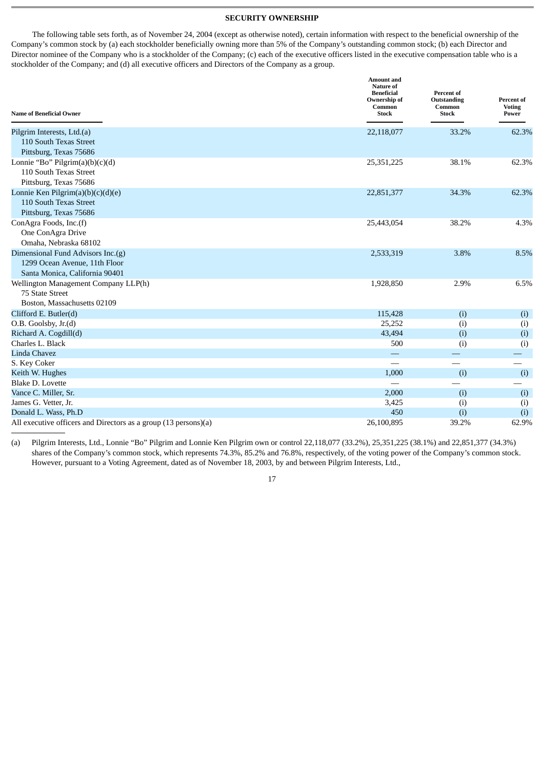## SECURITY OWNERSHIP

The following table sets forth, as of November 24, 2004 (except as otherwise noted), certain information with respect to the beneficial ownership of the Company's common stock by (a) each stockholder beneficially owning more than 5% of the Company's outstanding common stock; (b) each Director and Director nominee of the Company who is a stockholder of the Company; (c) each of the executive officers listed in the executive compensation table who is a stockholder of the Company; and (d) all executive officers and Directors of the Company as a group.

| Name of Beneficial Owner | Amount and Nature of Beneficial Ownership of Common Stock | Percent of Outstanding Common Stock | Percent of Voting Power |
|---|---|---|---|
| Pilgrim Interests, Ltd.(a)<br>110 South Texas Street<br>Pittsburg, Texas 75686 | 22,118,077 | 33.2% | 62.3% |
| Lonnie "Bo" Pilgrim(a)(b)(c)(d)<br>110 South Texas Street<br>Pittsburg, Texas 75686 | 25,351,225 | 38.1% | 62.3% |
| Lonnie Ken Pilgrim(a)(b)(c)(d)(e)<br>110 South Texas Street<br>Pittsburg, Texas 75686 | 22,851,377 | 34.3% | 62.3% |
| ConAgra Foods, Inc.(f)<br>One ConAgra Drive<br>Omaha, Nebraska 68102 | 25,443,054 | 38.2% | 4.3% |
| Dimensional Fund Advisors Inc.(g)<br>1299 Ocean Avenue, 11th Floor<br>Santa Monica, California 90401 | 2,533,319 | 3.8% | 8.5% |
| Wellington Management Company LLP(h)<br>75 State Street<br>Boston, Massachusetts 02109 | 1,928,850 | 2.9% | 6.5% |
| Clifford E. Butler(d) | 115,428 | (i) | (i) |
| O.B. Goolsby, Jr.(d) | 25,252 | (i) | (i) |
| Richard A. Cogdill(d) | 43,494 | (i) | (i) |
| Charles L. Black | 500 | (i) | (i) |
| Linda Chavez | — | — | — |
| S. Key Coker | — | — | — |
| Keith W. Hughes | 1,000 | (i) | (i) |
| Blake D. Lovette | — | — | — |
| Vance C. Miller, Sr. | 2,000 | (i) | (i) |
| James G. Vetter, Jr. | 3,425 | (i) | (i) |
| Donald L. Wass, Ph.D | 450 | (i) | (i) |
| All executive officers and Directors as a group (13 persons)(a) | 26,100,895 | 39.2% | 62.9% |

(a) Pilgrim Interests, Ltd., Lonnie "Bo" Pilgrim and Lonnie Ken Pilgrim own or control 22,118,077 (33.2%), 25,351,225 (38.1%) and 22,851,377 (34.3%) shares of the Company's common stock, which represents 74.3%, 85.2% and 76.8%, respectively, of the voting power of the Company's common stock. However, pursuant to a Voting Agreement, dated as of November 18, 2003, by and between Pilgrim Interests, Ltd.,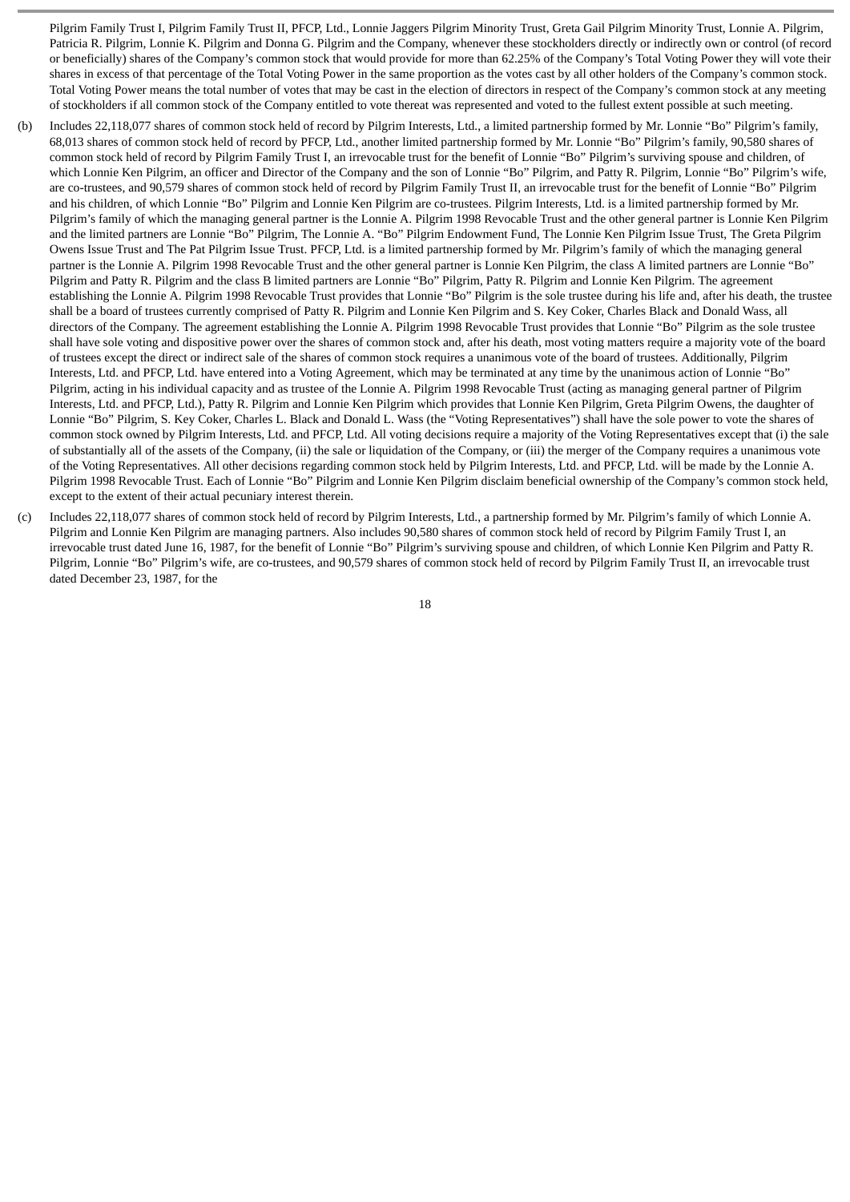Pilgrim Family Trust I, Pilgrim Family Trust II, PFCP, Ltd., Lonnie Jaggers Pilgrim Minority Trust, Greta Gail Pilgrim Minority Trust, Lonnie A. Pilgrim, Patricia R. Pilgrim, Lonnie K. Pilgrim and Donna G. Pilgrim and the Company, whenever these stockholders directly or indirectly own or control (of record or beneficially) shares of the Company's common stock that would provide for more than 62.25% of the Company's Total Voting Power they will vote their shares in excess of that percentage of the Total Voting Power in the same proportion as the votes cast by all other holders of the Company's common stock. Total Voting Power means the total number of votes that may be cast in the election of directors in respect of the Company's common stock at any meeting of stockholders if all common stock of the Company entitled to vote thereat was represented and voted to the fullest extent possible at such meeting.

(b) Includes 22,118,077 shares of common stock held of record by Pilgrim Interests, Ltd., a limited partnership formed by Mr. Lonnie "Bo" Pilgrim's family, 68,013 shares of common stock held of record by PFCP, Ltd., another limited partnership formed by Mr. Lonnie "Bo" Pilgrim's family, 90,580 shares of common stock held of record by Pilgrim Family Trust I, an irrevocable trust for the benefit of Lonnie "Bo" Pilgrim's surviving spouse and children, of which Lonnie Ken Pilgrim, an officer and Director of the Company and the son of Lonnie "Bo" Pilgrim, and Patty R. Pilgrim, Lonnie "Bo" Pilgrim's wife, are co-trustees, and 90,579 shares of common stock held of record by Pilgrim Family Trust II, an irrevocable trust for the benefit of Lonnie "Bo" Pilgrim and his children, of which Lonnie "Bo" Pilgrim and Lonnie Ken Pilgrim are co-trustees. Pilgrim Interests, Ltd. is a limited partnership formed by Mr. Pilgrim's family of which the managing general partner is the Lonnie A. Pilgrim 1998 Revocable Trust and the other general partner is Lonnie Ken Pilgrim and the limited partners are Lonnie "Bo" Pilgrim, The Lonnie A. "Bo" Pilgrim Endowment Fund, The Lonnie Ken Pilgrim Issue Trust, The Greta Pilgrim Owens Issue Trust and The Pat Pilgrim Issue Trust. PFCP, Ltd. is a limited partnership formed by Mr. Pilgrim's family of which the managing general partner is the Lonnie A. Pilgrim 1998 Revocable Trust and the other general partner is Lonnie Ken Pilgrim, the class A limited partners are Lonnie "Bo" Pilgrim and Patty R. Pilgrim and the class B limited partners are Lonnie "Bo" Pilgrim, Patty R. Pilgrim and Lonnie Ken Pilgrim. The agreement establishing the Lonnie A. Pilgrim 1998 Revocable Trust provides that Lonnie "Bo" Pilgrim is the sole trustee during his life and, after his death, the trustee shall be a board of trustees currently comprised of Patty R. Pilgrim and Lonnie Ken Pilgrim and S. Key Coker, Charles Black and Donald Wass, all directors of the Company. The agreement establishing the Lonnie A. Pilgrim 1998 Revocable Trust provides that Lonnie "Bo" Pilgrim as the sole trustee shall have sole voting and dispositive power over the shares of common stock and, after his death, most voting matters require a majority vote of the board of trustees except the direct or indirect sale of the shares of common stock requires a unanimous vote of the board of trustees. Additionally, Pilgrim Interests, Ltd. and PFCP, Ltd. have entered into a Voting Agreement, which may be terminated at any time by the unanimous action of Lonnie "Bo" Pilgrim, acting in his individual capacity and as trustee of the Lonnie A. Pilgrim 1998 Revocable Trust (acting as managing general partner of Pilgrim Interests, Ltd. and PFCP, Ltd.), Patty R. Pilgrim and Lonnie Ken Pilgrim which provides that Lonnie Ken Pilgrim, Greta Pilgrim Owens, the daughter of Lonnie "Bo" Pilgrim, S. Key Coker, Charles L. Black and Donald L. Wass (the "Voting Representatives") shall have the sole power to vote the shares of common stock owned by Pilgrim Interests, Ltd. and PFCP, Ltd. All voting decisions require a majority of the Voting Representatives except that (i) the sale of substantially all of the assets of the Company, (ii) the sale or liquidation of the Company, or (iii) the merger of the Company requires a unanimous vote of the Voting Representatives. All other decisions regarding common stock held by Pilgrim Interests, Ltd. and PFCP, Ltd. will be made by the Lonnie A. Pilgrim 1998 Revocable Trust. Each of Lonnie "Bo" Pilgrim and Lonnie Ken Pilgrim disclaim beneficial ownership of the Company's common stock held, except to the extent of their actual pecuniary interest therein.

(c) Includes 22,118,077 shares of common stock held of record by Pilgrim Interests, Ltd., a partnership formed by Mr. Pilgrim's family of which Lonnie A. Pilgrim and Lonnie Ken Pilgrim are managing partners. Also includes 90,580 shares of common stock held of record by Pilgrim Family Trust I, an irrevocable trust dated June 16, 1987, for the benefit of Lonnie "Bo" Pilgrim's surviving spouse and children, of which Lonnie Ken Pilgrim and Patty R. Pilgrim, Lonnie "Bo" Pilgrim's wife, are co-trustees, and 90,579 shares of common stock held of record by Pilgrim Family Trust II, an irrevocable trust dated December 23, 1987, for the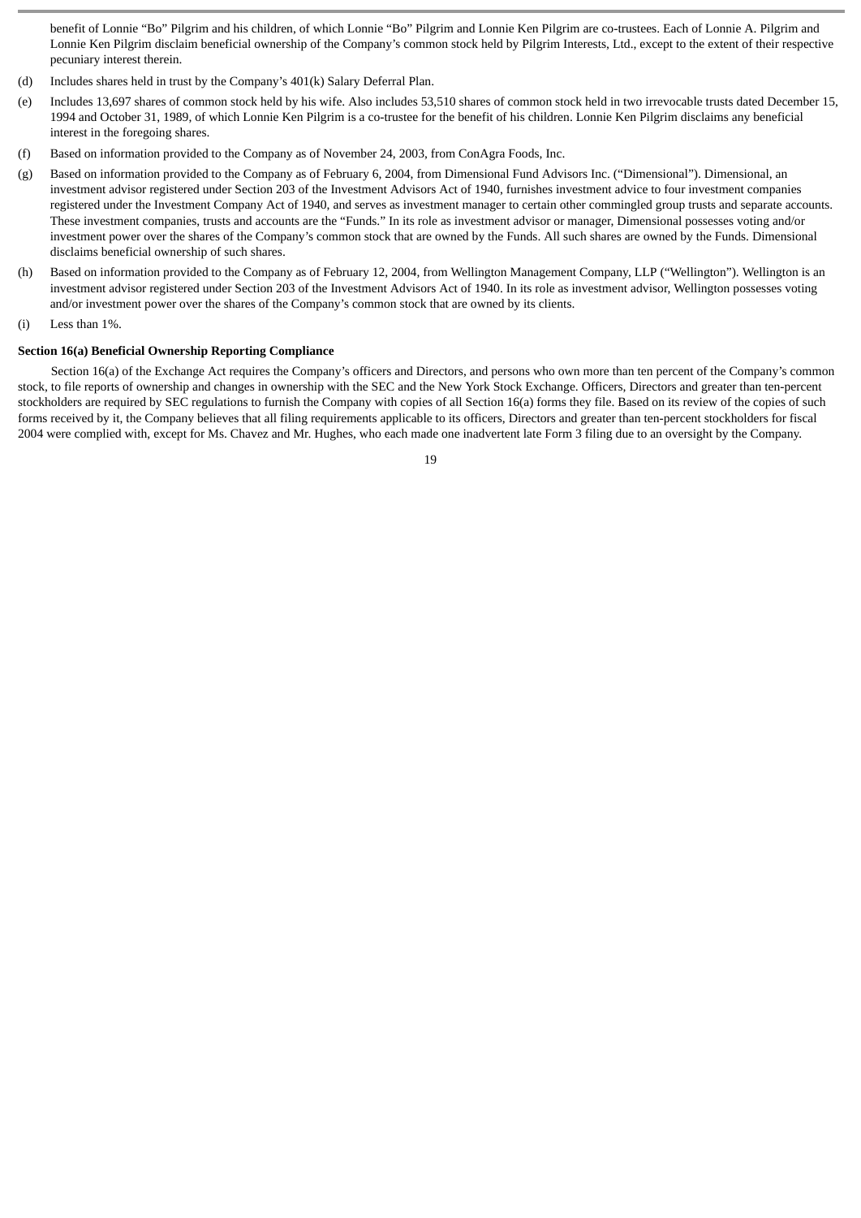benefit of Lonnie "Bo" Pilgrim and his children, of which Lonnie "Bo" Pilgrim and Lonnie Ken Pilgrim are co-trustees. Each of Lonnie A. Pilgrim and Lonnie Ken Pilgrim disclaim beneficial ownership of the Company's common stock held by Pilgrim Interests, Ltd., except to the extent of their respective pecuniary interest therein.

(d) Includes shares held in trust by the Company's 401(k) Salary Deferral Plan.

(e) Includes 13,697 shares of common stock held by his wife. Also includes 53,510 shares of common stock held in two irrevocable trusts dated December 15, 1994 and October 31, 1989, of which Lonnie Ken Pilgrim is a co-trustee for the benefit of his children. Lonnie Ken Pilgrim disclaims any beneficial interest in the foregoing shares.

(f) Based on information provided to the Company as of November 24, 2003, from ConAgra Foods, Inc.

(g) Based on information provided to the Company as of February 6, 2004, from Dimensional Fund Advisors Inc. ("Dimensional"). Dimensional, an investment advisor registered under Section 203 of the Investment Advisors Act of 1940, furnishes investment advice to four investment companies registered under the Investment Company Act of 1940, and serves as investment manager to certain other commingled group trusts and separate accounts. These investment companies, trusts and accounts are the "Funds." In its role as investment advisor or manager, Dimensional possesses voting and/or investment power over the shares of the Company's common stock that are owned by the Funds. All such shares are owned by the Funds. Dimensional disclaims beneficial ownership of such shares.

(h) Based on information provided to the Company as of February 12, 2004, from Wellington Management Company, LLP ("Wellington"). Wellington is an investment advisor registered under Section 203 of the Investment Advisors Act of 1940. In its role as investment advisor, Wellington possesses voting and/or investment power over the shares of the Company's common stock that are owned by its clients.

(i) Less than 1%.

**Section 16(a) Beneficial Ownership Reporting Compliance**

Section 16(a) of the Exchange Act requires the Company's officers and Directors, and persons who own more than ten percent of the Company's common stock, to file reports of ownership and changes in ownership with the SEC and the New York Stock Exchange. Officers, Directors and greater than ten-percent stockholders are required by SEC regulations to furnish the Company with copies of all Section 16(a) forms they file. Based on its review of the copies of such forms received by it, the Company believes that all filing requirements applicable to its officers, Directors and greater than ten-percent stockholders for fiscal 2004 were complied with, except for Ms. Chavez and Mr. Hughes, who each made one inadvertent late Form 3 filing due to an oversight by the Company.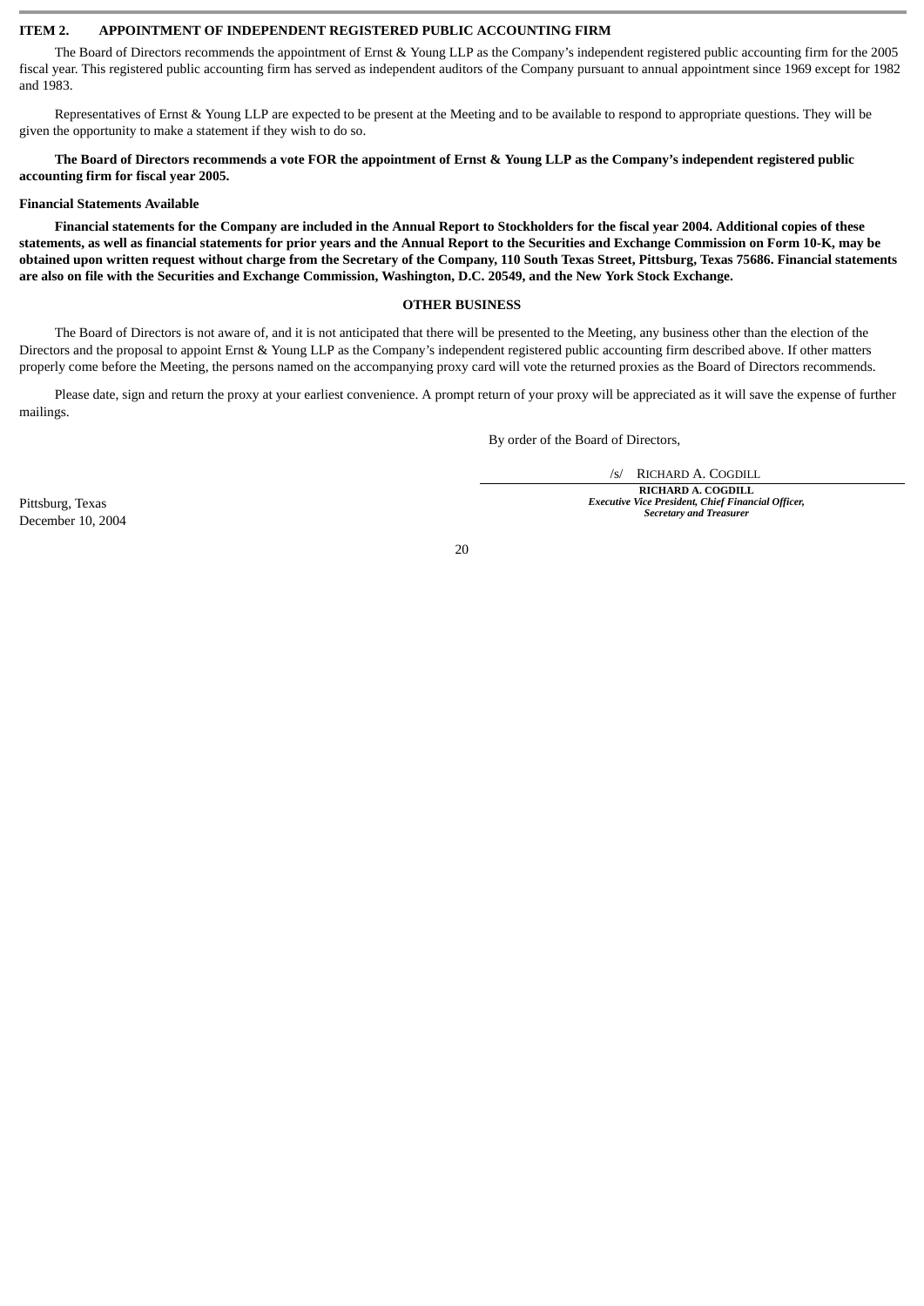## ITEM 2. APPOINTMENT OF INDEPENDENT REGISTERED PUBLIC ACCOUNTING FIRM

The Board of Directors recommends the appointment of Ernst & Young LLP as the Company's independent registered public accounting firm for the 2005 fiscal year. This registered public accounting firm has served as independent auditors of the Company pursuant to annual appointment since 1969 except for 1982 and 1983.

Representatives of Ernst & Young LLP are expected to be present at the Meeting and to be available to respond to appropriate questions. They will be given the opportunity to make a statement if they wish to do so.

**The Board of Directors recommends a vote FOR the appointment of Ernst & Young LLP as the Company's independent registered public accounting firm for fiscal year 2005.**

**Financial Statements Available**

**Financial statements for the Company are included in the Annual Report to Stockholders for the fiscal year 2004. Additional copies of these statements, as well as financial statements for prior years and the Annual Report to the Securities and Exchange Commission on Form 10-K, may be obtained upon written request without charge from the Secretary of the Company, 110 South Texas Street, Pittsburg, Texas 75686. Financial statements are also on file with the Securities and Exchange Commission, Washington, D.C. 20549, and the New York Stock Exchange.**

## OTHER BUSINESS

The Board of Directors is not aware of, and it is not anticipated that there will be presented to the Meeting, any business other than the election of the Directors and the proposal to appoint Ernst & Young LLP as the Company's independent registered public accounting firm described above. If other matters properly come before the Meeting, the persons named on the accompanying proxy card will vote the returned proxies as the Board of Directors recommends.

Please date, sign and return the proxy at your earliest convenience. A prompt return of your proxy will be appreciated as it will save the expense of further mailings.

By order of the Board of Directors,

/s/ RICHARD A. COGDILL

**RICHARD A. COGDILL**
***Executive Vice President, Chief Financial Officer, Secretary and Treasurer***

Pittsburg, Texas
December 10, 2004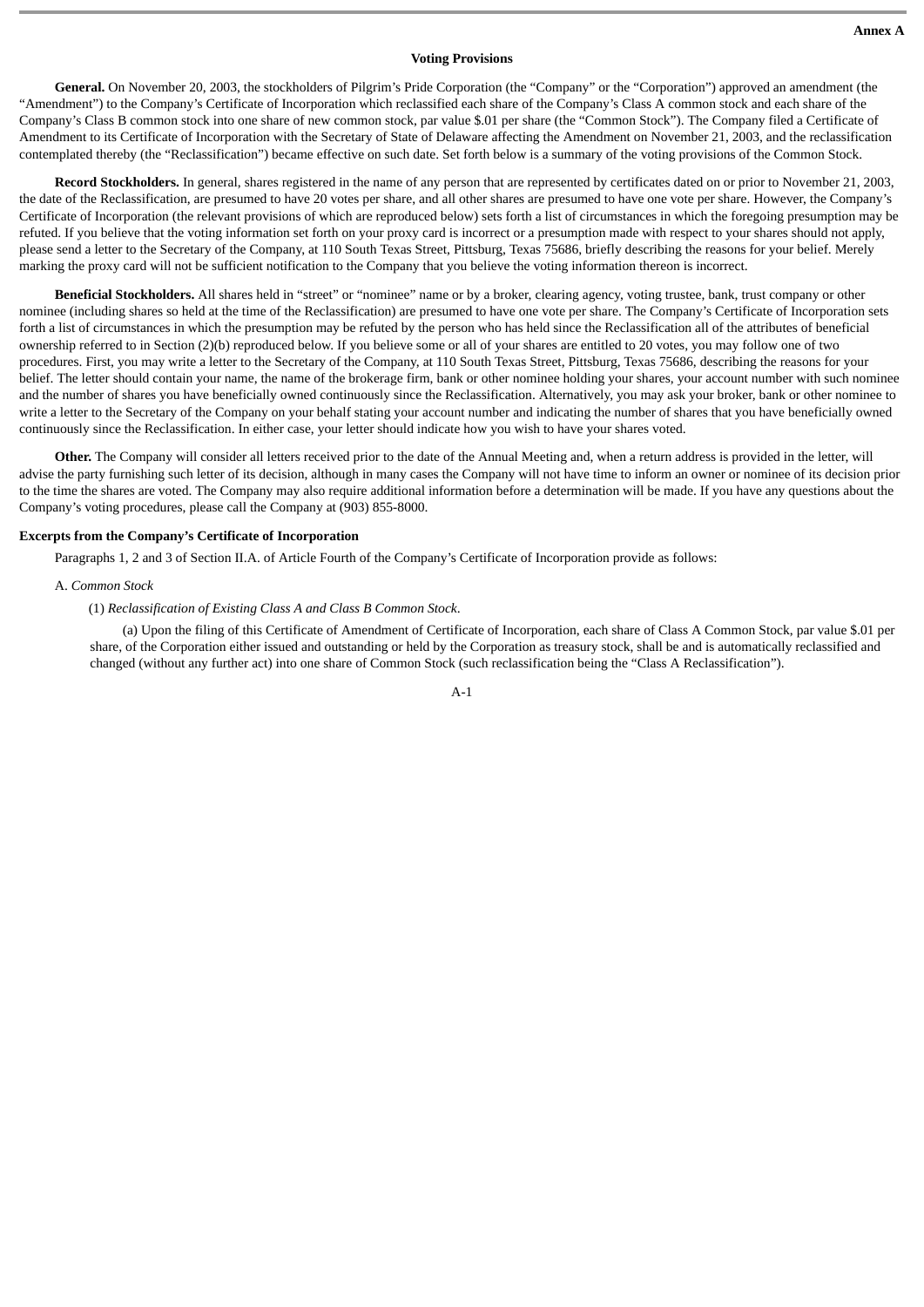**Annex A**

### Voting Provisions

**General.** On November 20, 2003, the stockholders of Pilgrim's Pride Corporation (the "Company" or the "Corporation") approved an amendment (the "Amendment") to the Company's Certificate of Incorporation which reclassified each share of the Company's Class A common stock and each share of the Company's Class B common stock into one share of new common stock, par value $.01 per share (the "Common Stock"). The Company filed a Certificate of Amendment to its Certificate of Incorporation with the Secretary of State of Delaware affecting the Amendment on November 21, 2003, and the reclassification contemplated thereby (the "Reclassification") became effective on such date. Set forth below is a summary of the voting provisions of the Common Stock.

**Record Stockholders.** In general, shares registered in the name of any person that are represented by certificates dated on or prior to November 21, 2003, the date of the Reclassification, are presumed to have 20 votes per share, and all other shares are presumed to have one vote per share. However, the Company's Certificate of Incorporation (the relevant provisions of which are reproduced below) sets forth a list of circumstances in which the foregoing presumption may be refuted. If you believe that the voting information set forth on your proxy card is incorrect or a presumption made with respect to your shares should not apply, please send a letter to the Secretary of the Company, at 110 South Texas Street, Pittsburg, Texas 75686, briefly describing the reasons for your belief. Merely marking the proxy card will not be sufficient notification to the Company that you believe the voting information thereon is incorrect.

**Beneficial Stockholders.** All shares held in "street" or "nominee" name or by a broker, clearing agency, voting trustee, bank, trust company or other nominee (including shares so held at the time of the Reclassification) are presumed to have one vote per share. The Company's Certificate of Incorporation sets forth a list of circumstances in which the presumption may be refuted by the person who has held since the Reclassification all of the attributes of beneficial ownership referred to in Section (2)(b) reproduced below. If you believe some or all of your shares are entitled to 20 votes, you may follow one of two procedures. First, you may write a letter to the Secretary of the Company, at 110 South Texas Street, Pittsburg, Texas 75686, describing the reasons for your belief. The letter should contain your name, the name of the brokerage firm, bank or other nominee holding your shares, your account number with such nominee and the number of shares you have beneficially owned continuously since the Reclassification. Alternatively, you may ask your broker, bank or other nominee to write a letter to the Secretary of the Company on your behalf stating your account number and indicating the number of shares that you have beneficially owned continuously since the Reclassification. In either case, your letter should indicate how you wish to have your shares voted.

**Other.** The Company will consider all letters received prior to the date of the Annual Meeting and, when a return address is provided in the letter, will advise the party furnishing such letter of its decision, although in many cases the Company will not have time to inform an owner or nominee of its decision prior to the time the shares are voted. The Company may also require additional information before a determination will be made. If you have any questions about the Company's voting procedures, please call the Company at (903) 855-8000.

**Excerpts from the Company's Certificate of Incorporation**

Paragraphs 1, 2 and 3 of Section II.A. of Article Fourth of the Company's Certificate of Incorporation provide as follows:

A. *Common Stock*

(1) *Reclassification of Existing Class A and Class B Common Stock*.

(a) Upon the filing of this Certificate of Amendment of Certificate of Incorporation, each share of Class A Common Stock, par value $.01 per share, of the Corporation either issued and outstanding or held by the Corporation as treasury stock, shall be and is automatically reclassified and changed (without any further act) into one share of Common Stock (such reclassification being the "Class A Reclassification").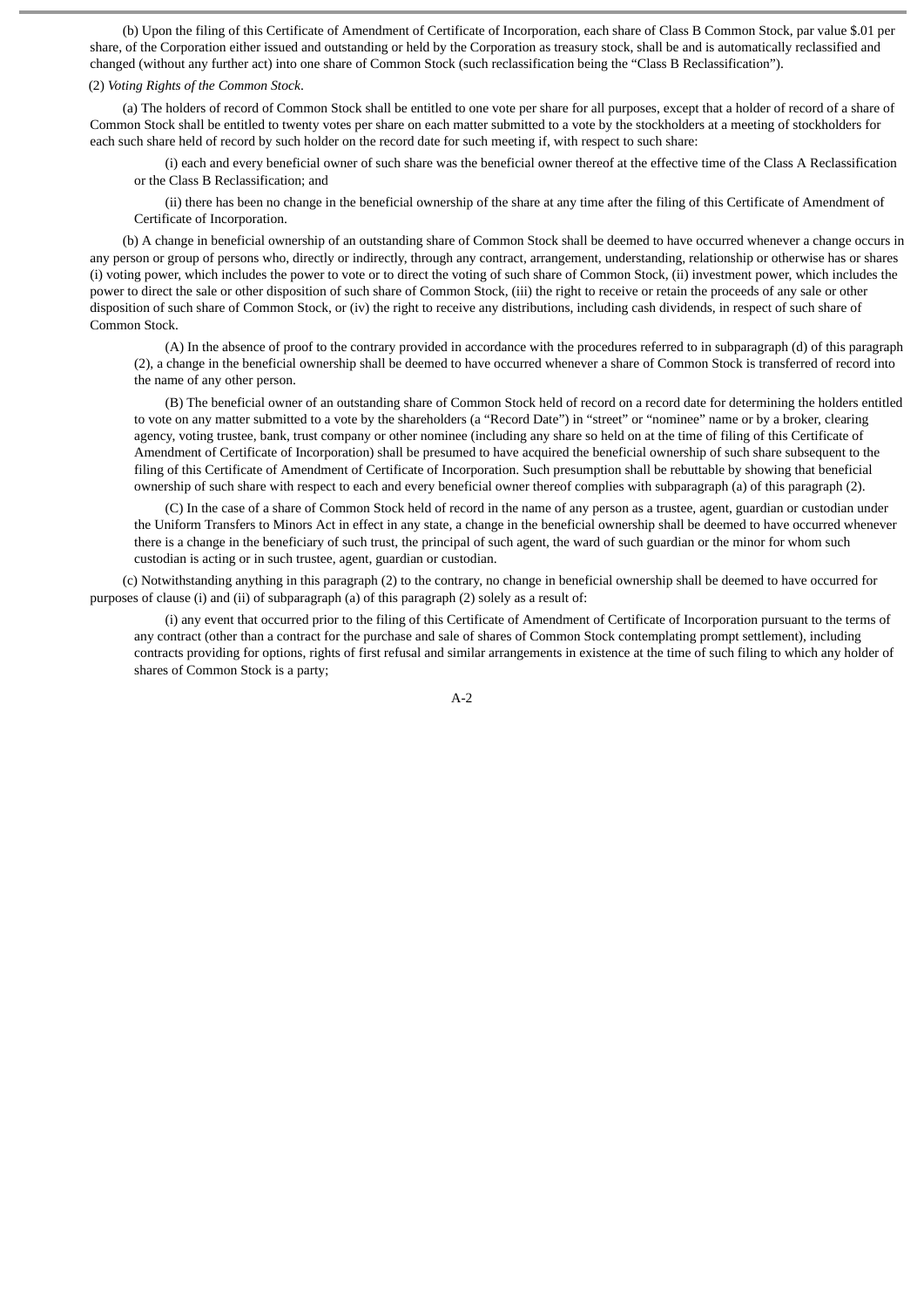(b) Upon the filing of this Certificate of Amendment of Certificate of Incorporation, each share of Class B Common Stock, par value $.01 per share, of the Corporation either issued and outstanding or held by the Corporation as treasury stock, shall be and is automatically reclassified and changed (without any further act) into one share of Common Stock (such reclassification being the "Class B Reclassification").

(2) *Voting Rights of the Common Stock*.

(a) The holders of record of Common Stock shall be entitled to one vote per share for all purposes, except that a holder of record of a share of Common Stock shall be entitled to twenty votes per share on each matter submitted to a vote by the stockholders at a meeting of stockholders for each such share held of record by such holder on the record date for such meeting if, with respect to such share:

(i) each and every beneficial owner of such share was the beneficial owner thereof at the effective time of the Class A Reclassification or the Class B Reclassification; and

(ii) there has been no change in the beneficial ownership of the share at any time after the filing of this Certificate of Amendment of Certificate of Incorporation.

(b) A change in beneficial ownership of an outstanding share of Common Stock shall be deemed to have occurred whenever a change occurs in any person or group of persons who, directly or indirectly, through any contract, arrangement, understanding, relationship or otherwise has or shares (i) voting power, which includes the power to vote or to direct the voting of such share of Common Stock, (ii) investment power, which includes the power to direct the sale or other disposition of such share of Common Stock, (iii) the right to receive or retain the proceeds of any sale or other disposition of such share of Common Stock, or (iv) the right to receive any distributions, including cash dividends, in respect of such share of Common Stock.

(A) In the absence of proof to the contrary provided in accordance with the procedures referred to in subparagraph (d) of this paragraph (2), a change in the beneficial ownership shall be deemed to have occurred whenever a share of Common Stock is transferred of record into the name of any other person.

(B) The beneficial owner of an outstanding share of Common Stock held of record on a record date for determining the holders entitled to vote on any matter submitted to a vote by the shareholders (a "Record Date") in "street" or "nominee" name or by a broker, clearing agency, voting trustee, bank, trust company or other nominee (including any share so held on at the time of filing of this Certificate of Amendment of Certificate of Incorporation) shall be presumed to have acquired the beneficial ownership of such share subsequent to the filing of this Certificate of Amendment of Certificate of Incorporation. Such presumption shall be rebuttable by showing that beneficial ownership of such share with respect to each and every beneficial owner thereof complies with subparagraph (a) of this paragraph (2).

(C) In the case of a share of Common Stock held of record in the name of any person as a trustee, agent, guardian or custodian under the Uniform Transfers to Minors Act in effect in any state, a change in the beneficial ownership shall be deemed to have occurred whenever there is a change in the beneficiary of such trust, the principal of such agent, the ward of such guardian or the minor for whom such custodian is acting or in such trustee, agent, guardian or custodian.

(c) Notwithstanding anything in this paragraph (2) to the contrary, no change in beneficial ownership shall be deemed to have occurred for purposes of clause (i) and (ii) of subparagraph (a) of this paragraph (2) solely as a result of:

(i) any event that occurred prior to the filing of this Certificate of Amendment of Certificate of Incorporation pursuant to the terms of any contract (other than a contract for the purchase and sale of shares of Common Stock contemplating prompt settlement), including contracts providing for options, rights of first refusal and similar arrangements in existence at the time of such filing to which any holder of shares of Common Stock is a party;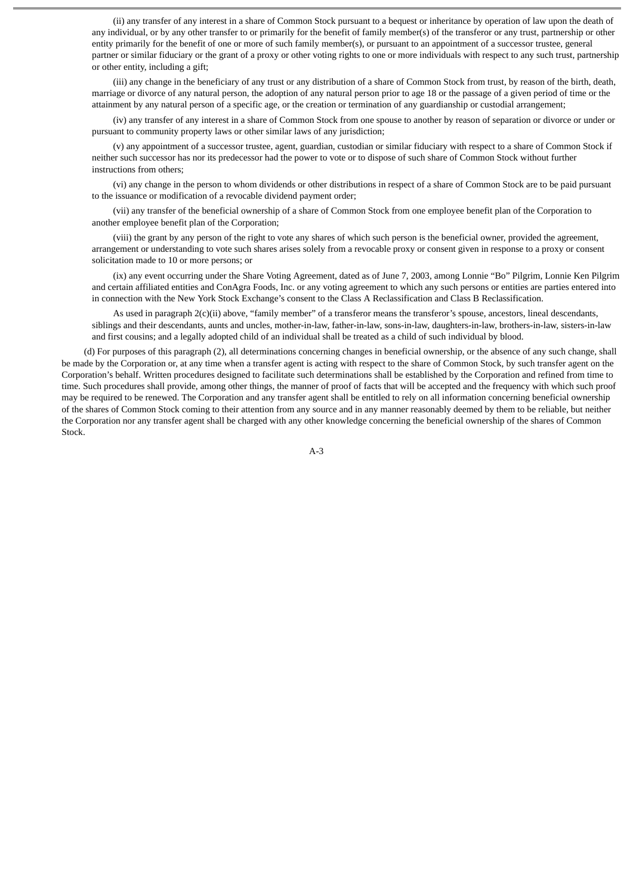(ii) any transfer of any interest in a share of Common Stock pursuant to a bequest or inheritance by operation of law upon the death of any individual, or by any other transfer to or primarily for the benefit of family member(s) of the transferor or any trust, partnership or other entity primarily for the benefit of one or more of such family member(s), or pursuant to an appointment of a successor trustee, general partner or similar fiduciary or the grant of a proxy or other voting rights to one or more individuals with respect to any such trust, partnership or other entity, including a gift;

(iii) any change in the beneficiary of any trust or any distribution of a share of Common Stock from trust, by reason of the birth, death, marriage or divorce of any natural person, the adoption of any natural person prior to age 18 or the passage of a given period of time or the attainment by any natural person of a specific age, or the creation or termination of any guardianship or custodial arrangement;

(iv) any transfer of any interest in a share of Common Stock from one spouse to another by reason of separation or divorce or under or pursuant to community property laws or other similar laws of any jurisdiction;

(v) any appointment of a successor trustee, agent, guardian, custodian or similar fiduciary with respect to a share of Common Stock if neither such successor has nor its predecessor had the power to vote or to dispose of such share of Common Stock without further instructions from others;

(vi) any change in the person to whom dividends or other distributions in respect of a share of Common Stock are to be paid pursuant to the issuance or modification of a revocable dividend payment order;

(vii) any transfer of the beneficial ownership of a share of Common Stock from one employee benefit plan of the Corporation to another employee benefit plan of the Corporation;

(viii) the grant by any person of the right to vote any shares of which such person is the beneficial owner, provided the agreement, arrangement or understanding to vote such shares arises solely from a revocable proxy or consent given in response to a proxy or consent solicitation made to 10 or more persons; or

(ix) any event occurring under the Share Voting Agreement, dated as of June 7, 2003, among Lonnie "Bo" Pilgrim, Lonnie Ken Pilgrim and certain affiliated entities and ConAgra Foods, Inc. or any voting agreement to which any such persons or entities are parties entered into in connection with the New York Stock Exchange's consent to the Class A Reclassification and Class B Reclassification.

As used in paragraph 2(c)(ii) above, "family member" of a transferor means the transferor's spouse, ancestors, lineal descendants, siblings and their descendants, aunts and uncles, mother-in-law, father-in-law, sons-in-law, daughters-in-law, brothers-in-law, sisters-in-law and first cousins; and a legally adopted child of an individual shall be treated as a child of such individual by blood.

(d) For purposes of this paragraph (2), all determinations concerning changes in beneficial ownership, or the absence of any such change, shall be made by the Corporation or, at any time when a transfer agent is acting with respect to the share of Common Stock, by such transfer agent on the Corporation's behalf. Written procedures designed to facilitate such determinations shall be established by the Corporation and refined from time to time. Such procedures shall provide, among other things, the manner of proof of facts that will be accepted and the frequency with which such proof may be required to be renewed. The Corporation and any transfer agent shall be entitled to rely on all information concerning beneficial ownership of the shares of Common Stock coming to their attention from any source and in any manner reasonably deemed by them to be reliable, but neither the Corporation nor any transfer agent shall be charged with any other knowledge concerning the beneficial ownership of the shares of Common Stock.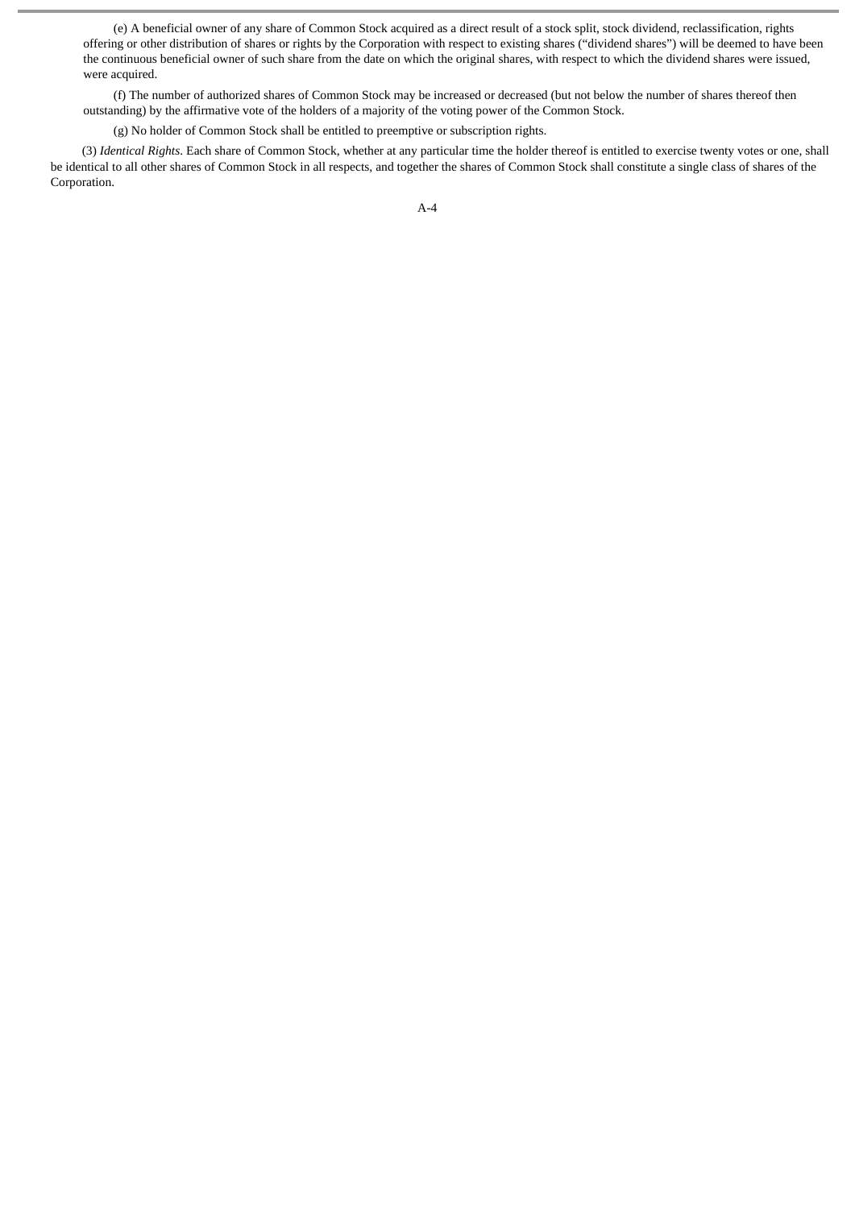(e) A beneficial owner of any share of Common Stock acquired as a direct result of a stock split, stock dividend, reclassification, rights offering or other distribution of shares or rights by the Corporation with respect to existing shares ("dividend shares") will be deemed to have been the continuous beneficial owner of such share from the date on which the original shares, with respect to which the dividend shares were issued, were acquired.

(f) The number of authorized shares of Common Stock may be increased or decreased (but not below the number of shares thereof then outstanding) by the affirmative vote of the holders of a majority of the voting power of the Common Stock.

(g) No holder of Common Stock shall be entitled to preemptive or subscription rights.

(3) *Identical Rights*. Each share of Common Stock, whether at any particular time the holder thereof is entitled to exercise twenty votes or one, shall be identical to all other shares of Common Stock in all respects, and together the shares of Common Stock shall constitute a single class of shares of the Corporation.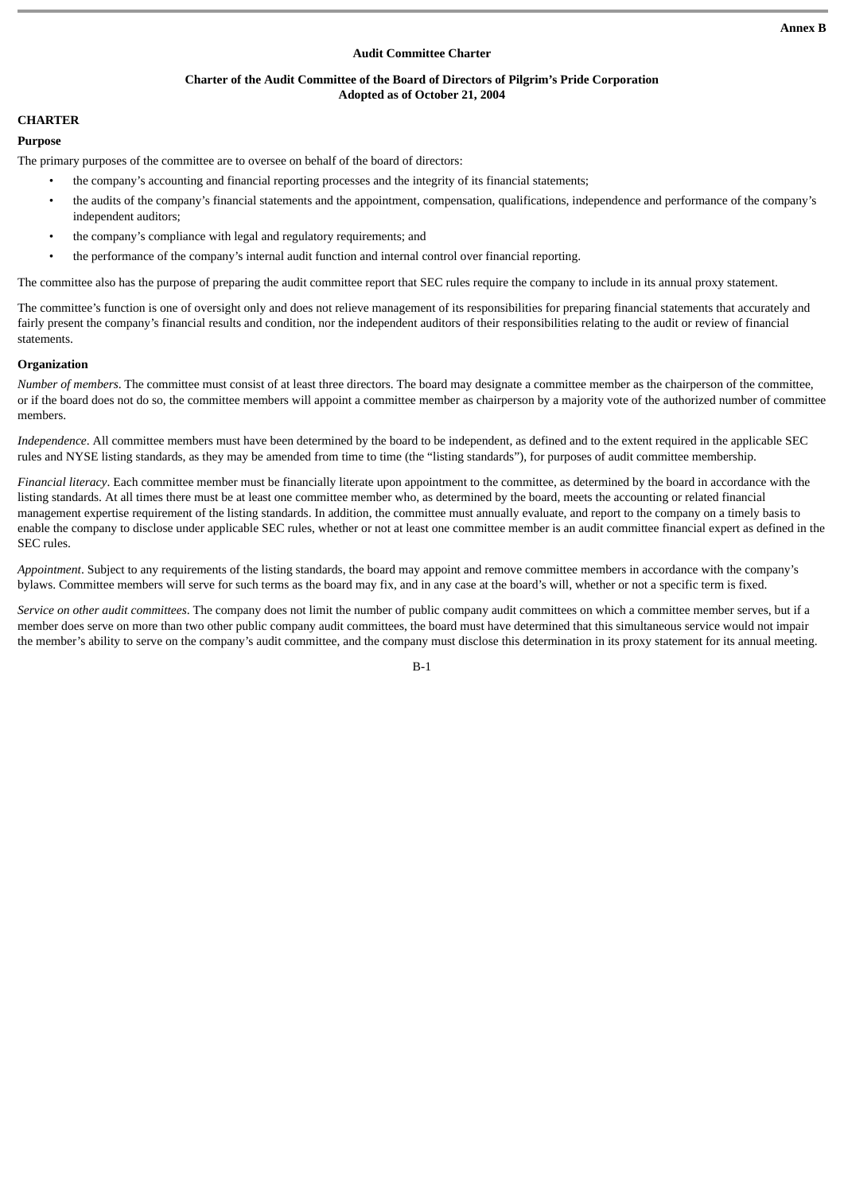**Annex B**

**Audit Committee Charter**

**Charter of the Audit Committee of the Board of Directors of Pilgrim's Pride Corporation**
**Adopted as of October 21, 2004**

## CHARTER

### Purpose

The primary purposes of the committee are to oversee on behalf of the board of directors:

- the company's accounting and financial reporting processes and the integrity of its financial statements;
- the audits of the company's financial statements and the appointment, compensation, qualifications, independence and performance of the company's independent auditors;
- the company's compliance with legal and regulatory requirements; and
- the performance of the company's internal audit function and internal control over financial reporting.

The committee also has the purpose of preparing the audit committee report that SEC rules require the company to include in its annual proxy statement.

The committee's function is one of oversight only and does not relieve management of its responsibilities for preparing financial statements that accurately and fairly present the company's financial results and condition, nor the independent auditors of their responsibilities relating to the audit or review of financial statements.

### Organization

*Number of members*. The committee must consist of at least three directors. The board may designate a committee member as the chairperson of the committee, or if the board does not do so, the committee members will appoint a committee member as chairperson by a majority vote of the authorized number of committee members.

*Independence*. All committee members must have been determined by the board to be independent, as defined and to the extent required in the applicable SEC rules and NYSE listing standards, as they may be amended from time to time (the "listing standards"), for purposes of audit committee membership.

*Financial literacy*. Each committee member must be financially literate upon appointment to the committee, as determined by the board in accordance with the listing standards. At all times there must be at least one committee member who, as determined by the board, meets the accounting or related financial management expertise requirement of the listing standards. In addition, the committee must annually evaluate, and report to the company on a timely basis to enable the company to disclose under applicable SEC rules, whether or not at least one committee member is an audit committee financial expert as defined in the SEC rules.

*Appointment*. Subject to any requirements of the listing standards, the board may appoint and remove committee members in accordance with the company's bylaws. Committee members will serve for such terms as the board may fix, and in any case at the board's will, whether or not a specific term is fixed.

*Service on other audit committees*. The company does not limit the number of public company audit committees on which a committee member serves, but if a member does serve on more than two other public company audit committees, the board must have determined that this simultaneous service would not impair the member's ability to serve on the company's audit committee, and the company must disclose this determination in its proxy statement for its annual meeting.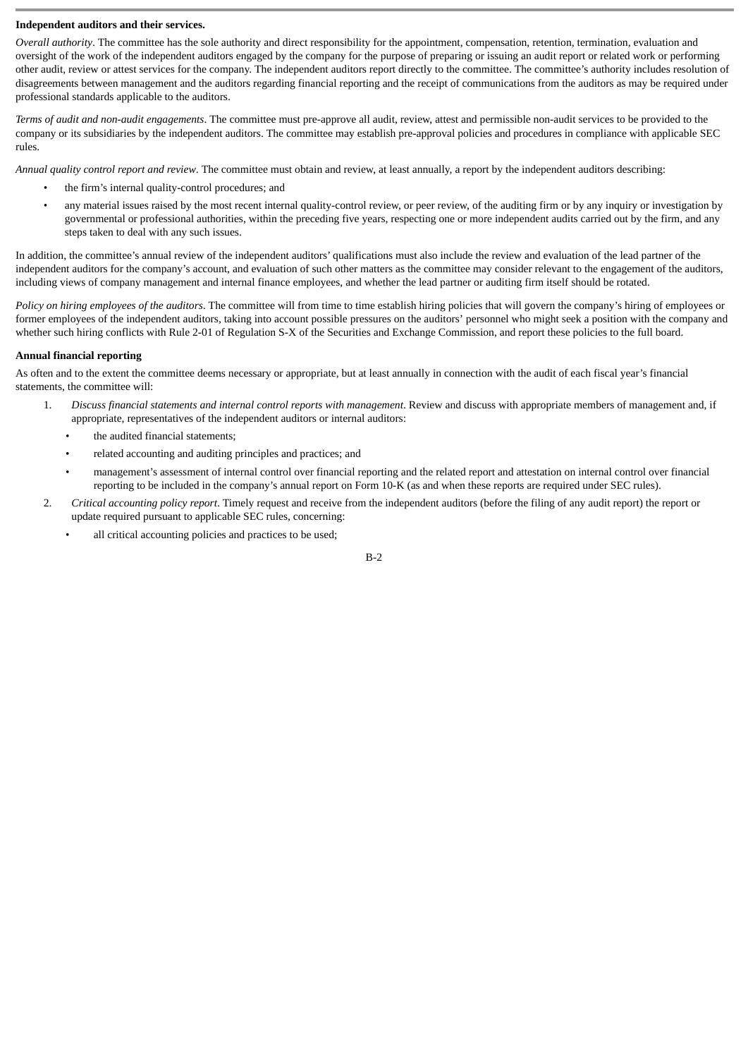**Independent auditors and their services.**

*Overall authority*. The committee has the sole authority and direct responsibility for the appointment, compensation, retention, termination, evaluation and oversight of the work of the independent auditors engaged by the company for the purpose of preparing or issuing an audit report or related work or performing other audit, review or attest services for the company. The independent auditors report directly to the committee. The committee's authority includes resolution of disagreements between management and the auditors regarding financial reporting and the receipt of communications from the auditors as may be required under professional standards applicable to the auditors.

*Terms of audit and non-audit engagements*. The committee must pre-approve all audit, review, attest and permissible non-audit services to be provided to the company or its subsidiaries by the independent auditors. The committee may establish pre-approval policies and procedures in compliance with applicable SEC rules.

*Annual quality control report and review*. The committee must obtain and review, at least annually, a report by the independent auditors describing:

- the firm's internal quality-control procedures; and
- any material issues raised by the most recent internal quality-control review, or peer review, of the auditing firm or by any inquiry or investigation by governmental or professional authorities, within the preceding five years, respecting one or more independent audits carried out by the firm, and any steps taken to deal with any such issues.

In addition, the committee's annual review of the independent auditors' qualifications must also include the review and evaluation of the lead partner of the independent auditors for the company's account, and evaluation of such other matters as the committee may consider relevant to the engagement of the auditors, including views of company management and internal finance employees, and whether the lead partner or auditing firm itself should be rotated.

*Policy on hiring employees of the auditors*. The committee will from time to time establish hiring policies that will govern the company's hiring of employees or former employees of the independent auditors, taking into account possible pressures on the auditors' personnel who might seek a position with the company and whether such hiring conflicts with Rule 2-01 of Regulation S-X of the Securities and Exchange Commission, and report these policies to the full board.

**Annual financial reporting**

As often and to the extent the committee deems necessary or appropriate, but at least annually in connection with the audit of each fiscal year's financial statements, the committee will:

1. *Discuss financial statements and internal control reports with management*. Review and discuss with appropriate members of management and, if appropriate, representatives of the independent auditors or internal auditors:
   - the audited financial statements;
   - related accounting and auditing principles and practices; and
   - management's assessment of internal control over financial reporting and the related report and attestation on internal control over financial reporting to be included in the company's annual report on Form 10-K (as and when these reports are required under SEC rules).
2. *Critical accounting policy report*. Timely request and receive from the independent auditors (before the filing of any audit report) the report or update required pursuant to applicable SEC rules, concerning:
   - all critical accounting policies and practices to be used;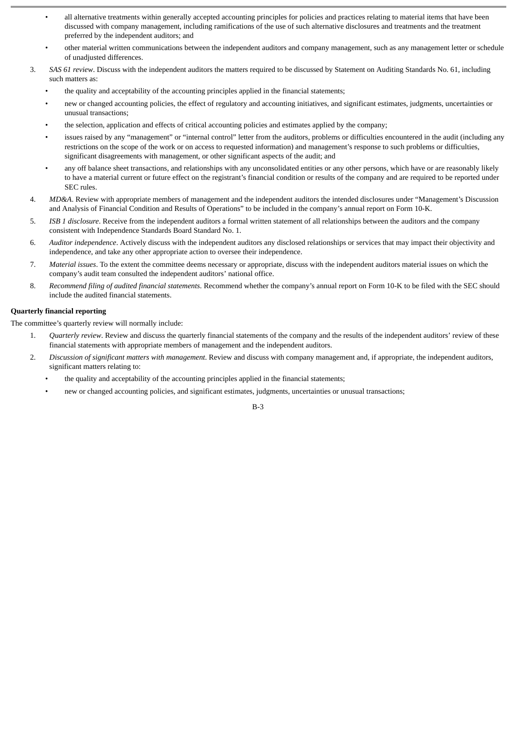- all alternative treatments within generally accepted accounting principles for policies and practices relating to material items that have been discussed with company management, including ramifications of the use of such alternative disclosures and treatments and the treatment preferred by the independent auditors; and
- other material written communications between the independent auditors and company management, such as any management letter or schedule of unadjusted differences.

3. *SAS 61 review*. Discuss with the independent auditors the matters required to be discussed by Statement on Auditing Standards No. 61, including such matters as:
   - the quality and acceptability of the accounting principles applied in the financial statements;
   - new or changed accounting policies, the effect of regulatory and accounting initiatives, and significant estimates, judgments, uncertainties or unusual transactions;
   - the selection, application and effects of critical accounting policies and estimates applied by the company;
   - issues raised by any "management" or "internal control" letter from the auditors, problems or difficulties encountered in the audit (including any restrictions on the scope of the work or on access to requested information) and management's response to such problems or difficulties, significant disagreements with management, or other significant aspects of the audit; and
   - any off balance sheet transactions, and relationships with any unconsolidated entities or any other persons, which have or are reasonably likely to have a material current or future effect on the registrant's financial condition or results of the company and are required to be reported under SEC rules.
4. *MD&A*. Review with appropriate members of management and the independent auditors the intended disclosures under "Management's Discussion and Analysis of Financial Condition and Results of Operations" to be included in the company's annual report on Form 10-K.
5. *ISB 1 disclosure*. Receive from the independent auditors a formal written statement of all relationships between the auditors and the company consistent with Independence Standards Board Standard No. 1.
6. *Auditor independence*. Actively discuss with the independent auditors any disclosed relationships or services that may impact their objectivity and independence, and take any other appropriate action to oversee their independence.
7. *Material issues*. To the extent the committee deems necessary or appropriate, discuss with the independent auditors material issues on which the company's audit team consulted the independent auditors' national office.
8. *Recommend filing of audited financial statements*. Recommend whether the company's annual report on Form 10-K to be filed with the SEC should include the audited financial statements.

**Quarterly financial reporting**

The committee's quarterly review will normally include:

1. *Quarterly review*. Review and discuss the quarterly financial statements of the company and the results of the independent auditors' review of these financial statements with appropriate members of management and the independent auditors.
2. *Discussion of significant matters with management*. Review and discuss with company management and, if appropriate, the independent auditors, significant matters relating to:
   - the quality and acceptability of the accounting principles applied in the financial statements;
   - new or changed accounting policies, and significant estimates, judgments, uncertainties or unusual transactions;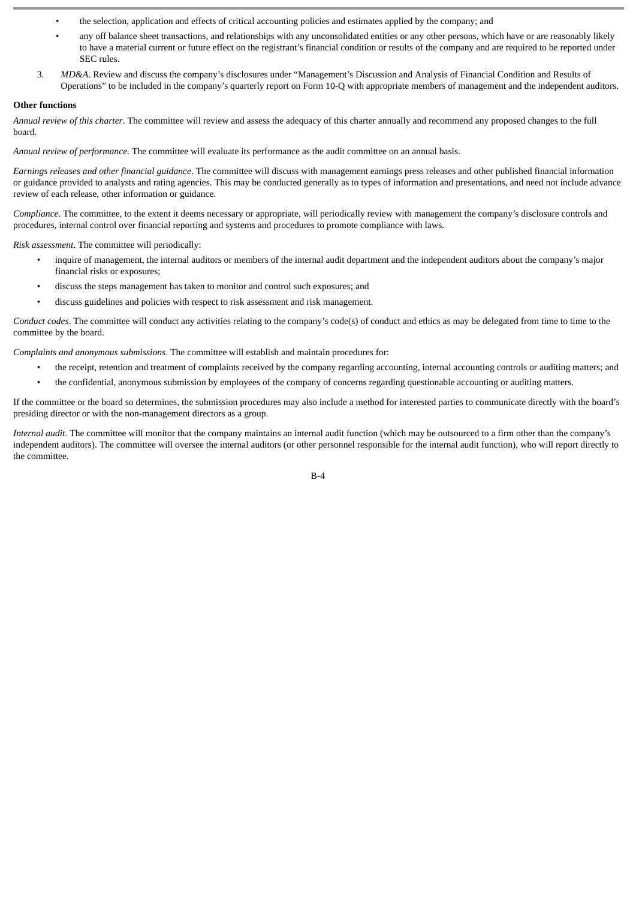- the selection, application and effects of critical accounting policies and estimates applied by the company; and
- any off balance sheet transactions, and relationships with any unconsolidated entities or any other persons, which have or are reasonably likely to have a material current or future effect on the registrant's financial condition or results of the company and are required to be reported under SEC rules.

3. *MD&A*. Review and discuss the company's disclosures under "Management's Discussion and Analysis of Financial Condition and Results of Operations" to be included in the company's quarterly report on Form 10-Q with appropriate members of management and the independent auditors.

**Other functions**

*Annual review of this charter*. The committee will review and assess the adequacy of this charter annually and recommend any proposed changes to the full board.

*Annual review of performance*. The committee will evaluate its performance as the audit committee on an annual basis.

*Earnings releases and other financial guidance*. The committee will discuss with management earnings press releases and other published financial information or guidance provided to analysts and rating agencies. This may be conducted generally as to types of information and presentations, and need not include advance review of each release, other information or guidance.

*Compliance*. The committee, to the extent it deems necessary or appropriate, will periodically review with management the company's disclosure controls and procedures, internal control over financial reporting and systems and procedures to promote compliance with laws.

*Risk assessment*. The committee will periodically:

- inquire of management, the internal auditors or members of the internal audit department and the independent auditors about the company's major financial risks or exposures;
- discuss the steps management has taken to monitor and control such exposures; and
- discuss guidelines and policies with respect to risk assessment and risk management.

*Conduct codes*. The committee will conduct any activities relating to the company's code(s) of conduct and ethics as may be delegated from time to time to the committee by the board.

*Complaints and anonymous submissions*. The committee will establish and maintain procedures for:

- the receipt, retention and treatment of complaints received by the company regarding accounting, internal accounting controls or auditing matters; and
- the confidential, anonymous submission by employees of the company of concerns regarding questionable accounting or auditing matters.

If the committee or the board so determines, the submission procedures may also include a method for interested parties to communicate directly with the board's presiding director or with the non-management directors as a group.

*Internal audit*. The committee will monitor that the company maintains an internal audit function (which may be outsourced to a firm other than the company's independent auditors). The committee will oversee the internal auditors (or other personnel responsible for the internal audit function), who will report directly to the committee.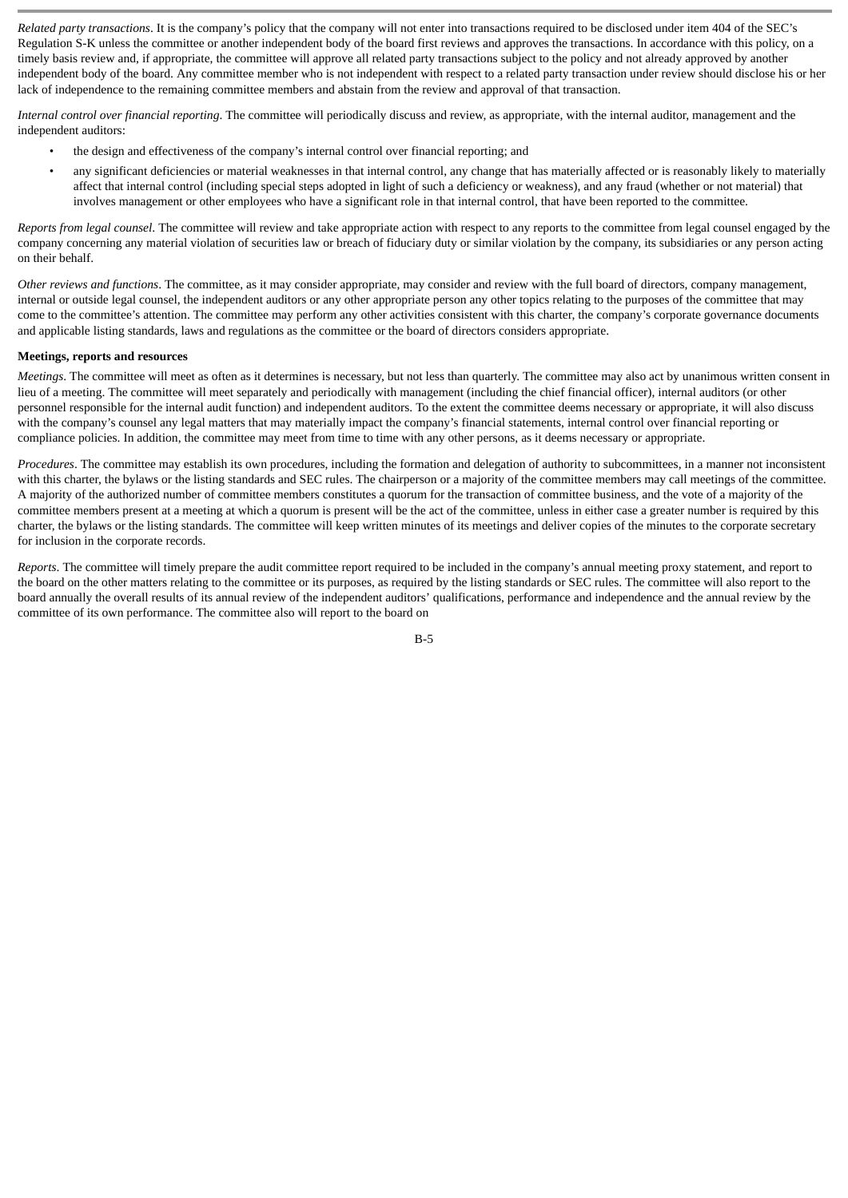*Related party transactions*. It is the company's policy that the company will not enter into transactions required to be disclosed under item 404 of the SEC's Regulation S-K unless the committee or another independent body of the board first reviews and approves the transactions. In accordance with this policy, on a timely basis review and, if appropriate, the committee will approve all related party transactions subject to the policy and not already approved by another independent body of the board. Any committee member who is not independent with respect to a related party transaction under review should disclose his or her lack of independence to the remaining committee members and abstain from the review and approval of that transaction.

*Internal control over financial reporting*. The committee will periodically discuss and review, as appropriate, with the internal auditor, management and the independent auditors:

- the design and effectiveness of the company's internal control over financial reporting; and
- any significant deficiencies or material weaknesses in that internal control, any change that has materially affected or is reasonably likely to materially affect that internal control (including special steps adopted in light of such a deficiency or weakness), and any fraud (whether or not material) that involves management or other employees who have a significant role in that internal control, that have been reported to the committee.

*Reports from legal counsel*. The committee will review and take appropriate action with respect to any reports to the committee from legal counsel engaged by the company concerning any material violation of securities law or breach of fiduciary duty or similar violation by the company, its subsidiaries or any person acting on their behalf.

*Other reviews and functions*. The committee, as it may consider appropriate, may consider and review with the full board of directors, company management, internal or outside legal counsel, the independent auditors or any other appropriate person any other topics relating to the purposes of the committee that may come to the committee's attention. The committee may perform any other activities consistent with this charter, the company's corporate governance documents and applicable listing standards, laws and regulations as the committee or the board of directors considers appropriate.

**Meetings, reports and resources**

*Meetings*. The committee will meet as often as it determines is necessary, but not less than quarterly. The committee may also act by unanimous written consent in lieu of a meeting. The committee will meet separately and periodically with management (including the chief financial officer), internal auditors (or other personnel responsible for the internal audit function) and independent auditors. To the extent the committee deems necessary or appropriate, it will also discuss with the company's counsel any legal matters that may materially impact the company's financial statements, internal control over financial reporting or compliance policies. In addition, the committee may meet from time to time with any other persons, as it deems necessary or appropriate.

*Procedures*. The committee may establish its own procedures, including the formation and delegation of authority to subcommittees, in a manner not inconsistent with this charter, the bylaws or the listing standards and SEC rules. The chairperson or a majority of the committee members may call meetings of the committee. A majority of the authorized number of committee members constitutes a quorum for the transaction of committee business, and the vote of a majority of the committee members present at a meeting at which a quorum is present will be the act of the committee, unless in either case a greater number is required by this charter, the bylaws or the listing standards. The committee will keep written minutes of its meetings and deliver copies of the minutes to the corporate secretary for inclusion in the corporate records.

*Reports*. The committee will timely prepare the audit committee report required to be included in the company's annual meeting proxy statement, and report to the board on the other matters relating to the committee or its purposes, as required by the listing standards or SEC rules. The committee will also report to the board annually the overall results of its annual review of the independent auditors' qualifications, performance and independence and the annual review by the committee of its own performance. The committee also will report to the board on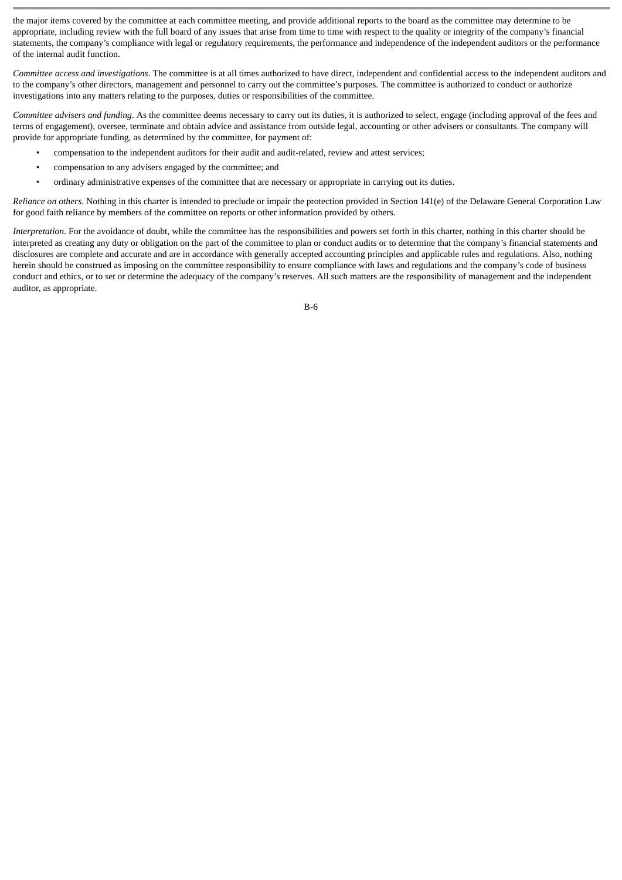the major items covered by the committee at each committee meeting, and provide additional reports to the board as the committee may determine to be appropriate, including review with the full board of any issues that arise from time to time with respect to the quality or integrity of the company's financial statements, the company's compliance with legal or regulatory requirements, the performance and independence of the independent auditors or the performance of the internal audit function.

*Committee access and investigations*. The committee is at all times authorized to have direct, independent and confidential access to the independent auditors and to the company's other directors, management and personnel to carry out the committee's purposes. The committee is authorized to conduct or authorize investigations into any matters relating to the purposes, duties or responsibilities of the committee.

*Committee advisers and funding*. As the committee deems necessary to carry out its duties, it is authorized to select, engage (including approval of the fees and terms of engagement), oversee, terminate and obtain advice and assistance from outside legal, accounting or other advisers or consultants. The company will provide for appropriate funding, as determined by the committee, for payment of:

- compensation to the independent auditors for their audit and audit-related, review and attest services;
- compensation to any advisers engaged by the committee; and
- ordinary administrative expenses of the committee that are necessary or appropriate in carrying out its duties.

*Reliance on others*. Nothing in this charter is intended to preclude or impair the protection provided in Section 141(e) of the Delaware General Corporation Law for good faith reliance by members of the committee on reports or other information provided by others.

*Interpretation*. For the avoidance of doubt, while the committee has the responsibilities and powers set forth in this charter, nothing in this charter should be interpreted as creating any duty or obligation on the part of the committee to plan or conduct audits or to determine that the company's financial statements and disclosures are complete and accurate and are in accordance with generally accepted accounting principles and applicable rules and regulations. Also, nothing herein should be construed as imposing on the committee responsibility to ensure compliance with laws and regulations and the company's code of business conduct and ethics, or to set or determine the adequacy of the company's reserves. All such matters are the responsibility of management and the independent auditor, as appropriate.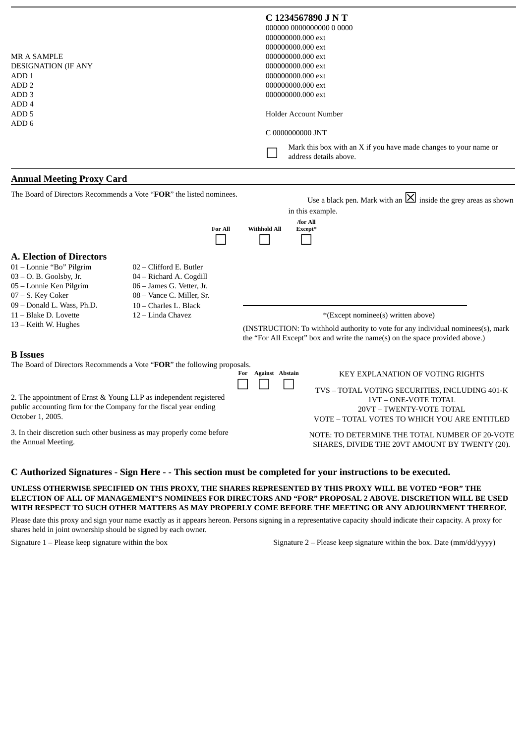MR A SAMPLE
DESIGNATION (IF ANY
ADD 1
ADD 2
ADD 3
ADD 4
ADD 5
ADD 6

**C 1234567890 J N T**
000000 0000000000 0 0000
000000000.000 ext
000000000.000 ext
000000000.000 ext
000000000.000 ext
000000000.000 ext
000000000.000 ext
000000000.000 ext

Holder Account Number

C 0000000000 JNT

☐ Mark this box with an X if you have made changes to your name or address details above.

## Annual Meeting Proxy Card

The Board of Directors Recommends a Vote "**FOR**" the listed nominees.

Use a black pen. Mark with an ☒ inside the grey areas as shown in this example.

| For All | Withhold All | /for All Except* |
|---|---|---|
| ☐ | ☐ | ☐ |

### A. Election of Directors

01 – Lonnie "Bo" Pilgrim
02 – Clifford E. Butler
03 – O. B. Goolsby, Jr.
04 – Richard A. Cogdill
05 – Lonnie Ken Pilgrim
06 – James G. Vetter, Jr.
07 – S. Key Coker
08 – Vance C. Miller, Sr.
09 – Donald L. Wass, Ph.D.
10 – Charles L. Black
11 – Blake D. Lovette
12 – Linda Chavez
13 – Keith W. Hughes

______________________________
*(Except nominee(s) written above)

(INSTRUCTION: To withhold authority to vote for any individual nominees(s), mark the "For All Except" box and write the name(s) on the space provided above.)

### B Issues

The Board of Directors Recommends a Vote "**FOR**" the following proposals.

| | For | Against | Abstain |
|---|---|---|---|
| 2. The appointment of Ernst & Young LLP as independent registered public accounting firm for the Company for the fiscal year ending October 1, 2005. | ☐ | ☐ | ☐ |

3. In their discretion such other business as may properly come before the Annual Meeting.

KEY EXPLANATION OF VOTING RIGHTS

TVS – TOTAL VOTING SECURITIES, INCLUDING 401-K
1VT – ONE-VOTE TOTAL
20VT – TWENTY-VOTE TOTAL
VOTE – TOTAL VOTES TO WHICH YOU ARE ENTITLED

NOTE: TO DETERMINE THE TOTAL NUMBER OF 20-VOTE SHARES, DIVIDE THE 20VT AMOUNT BY TWENTY (20).

### C Authorized Signatures - Sign Here - - This section must be completed for your instructions to be executed.

**UNLESS OTHERWISE SPECIFIED ON THIS PROXY, THE SHARES REPRESENTED BY THIS PROXY WILL BE VOTED "FOR" THE ELECTION OF ALL OF MANAGEMENT'S NOMINEES FOR DIRECTORS AND "FOR" PROPOSAL 2 ABOVE. DISCRETION WILL BE USED WITH RESPECT TO SUCH OTHER MATTERS AS MAY PROPERLY COME BEFORE THE MEETING OR ANY ADJOURNMENT THEREOF.**

Please date this proxy and sign your name exactly as it appears hereon. Persons signing in a representative capacity should indicate their capacity. A proxy for shares held in joint ownership should be signed by each owner.

Signature 1 – Please keep signature within the box

Signature 2 – Please keep signature within the box. Date (mm/dd/yyyy)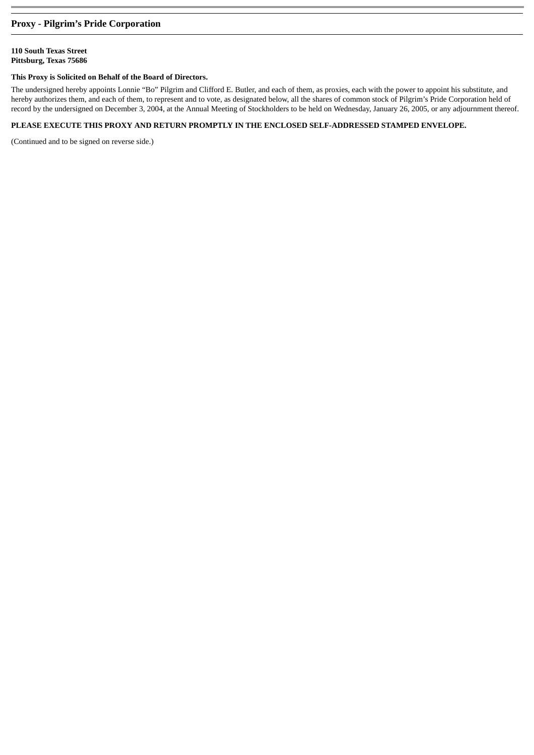## Proxy - Pilgrim's Pride Corporation

**110 South Texas Street**
**Pittsburg, Texas 75686**

**This Proxy is Solicited on Behalf of the Board of Directors.**

The undersigned hereby appoints Lonnie "Bo" Pilgrim and Clifford E. Butler, and each of them, as proxies, each with the power to appoint his substitute, and hereby authorizes them, and each of them, to represent and to vote, as designated below, all the shares of common stock of Pilgrim's Pride Corporation held of record by the undersigned on December 3, 2004, at the Annual Meeting of Stockholders to be held on Wednesday, January 26, 2005, or any adjournment thereof.

**PLEASE EXECUTE THIS PROXY AND RETURN PROMPTLY IN THE ENCLOSED SELF-ADDRESSED STAMPED ENVELOPE.**

(Continued and to be signed on reverse side.)